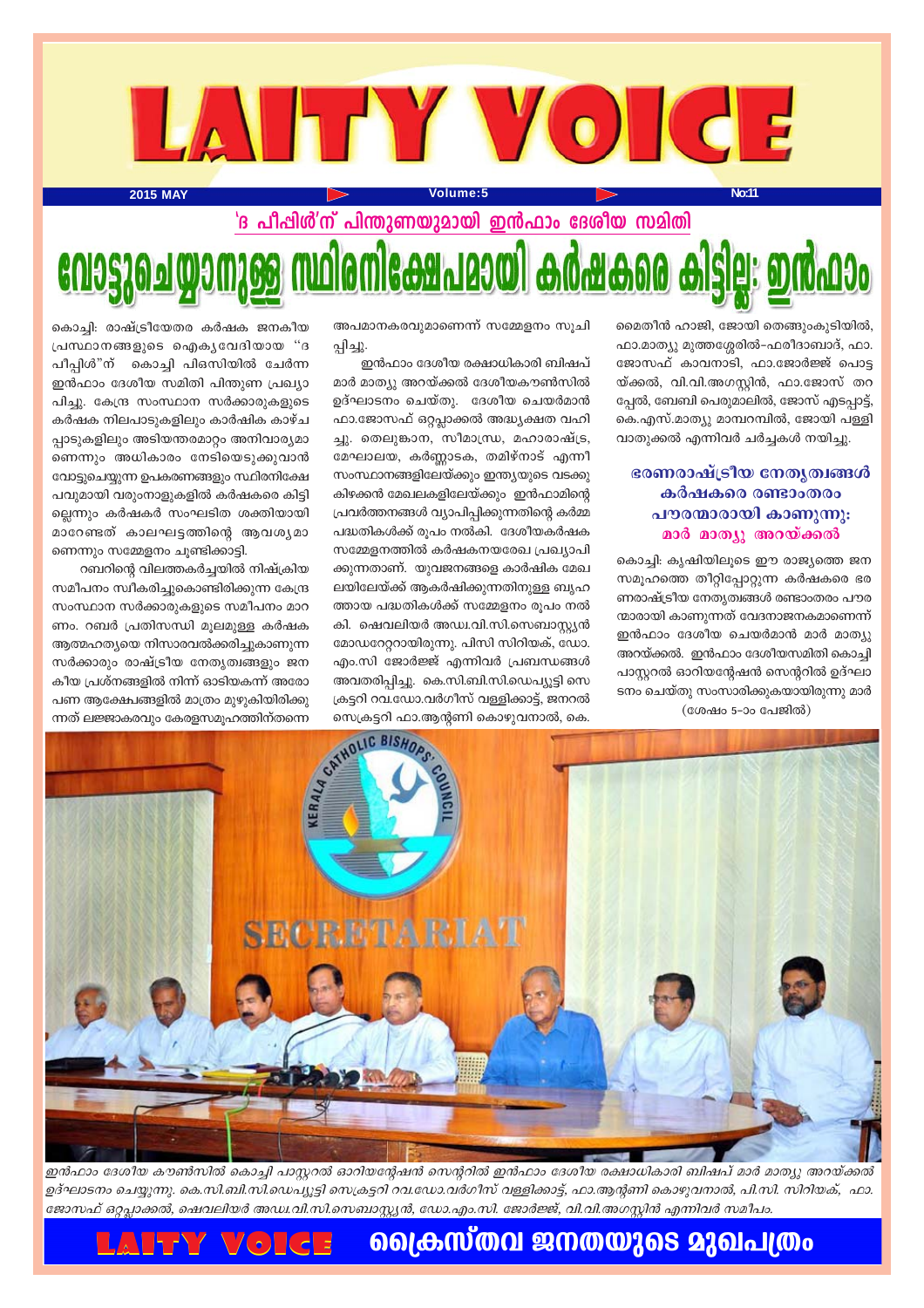# LAITY VOICE

2015 MAY — Volume:5 — No:11

## 'ദ പീപ്പിള്‍'ന് പിന്തുണയുമായി ഇന്‍ഫാം ദേശീയ സമിതി

# വോട്ടുചെയ്യാനുള്ള സ്ഥിരനിക്ഷേപമായി കര്‍ഷകരെ കിട്ടില്ല: ഇന്‍ഫാം

കൊച്ചി: രാഷ്ട്രീയേതര കര്‍ഷക ജനകീയ പ്രസ്ഥാനങ്ങളുടെ ഐക്യവേദിയായ "ദ പീപ്പിള്‍"ന് കൊച്ചി പിഒസിയില്‍ ചേര്‍ന്ന ഇന്‍ഫാം ദേശീയ സമിതി പിന്തുണ പ്രഖ്യാപിച്ചു. കേന്ദ്ര സംസ്ഥാന സര്‍ക്കാരുകളുടെ കര്‍ഷക നിലപാടുകളിലും കാര്‍ഷിക കാഴ്ചപ്പാടുകളിലും അടിയന്തരമാറ്റം അനിവാര്യമാണെന്നും അധികാരം നേടിയെടുക്കുവാന്‍ വോട്ടുചെയ്യുന്ന ഉപകരണങ്ങളും സ്ഥിരനിക്ഷേപവുമായി വരുംനാളുകളില്‍ കര്‍ഷകരെ കിട്ടില്ലെന്നും കര്‍ഷകര്‍ സംഘടിത ശക്തിയായി മാറേണ്ടത് കാലഘട്ടത്തിന്റെ ആവശ്യമാണെന്നും സമ്മേളനം ചൂണ്ടിക്കാട്ടി.

റബറിന്റെ വിലത്തകര്‍ച്ചയില്‍ നിഷ്ക്രിയ സമീപനം സ്വീകരിച്ചുകൊണ്ടിരിക്കുന്ന കേന്ദ്ര സംസ്ഥാന സര്‍ക്കാരുകളുടെ സമീപനം മാറണം. റബര്‍ പ്രതിസന്ധി മൂലമുള്ള കര്‍ഷക ആത്മഹത്യയെ നിസാരവല്‍ക്കരിച്ചുകാണുന്ന സര്‍ക്കാരും രാഷ്ട്രീയ നേതൃത്വങ്ങളും ജനകീയ പ്രശ്നങ്ങളില്‍ നിന്ന് ഓടിയകന്ന് അരോപണ ആക്ഷേപങ്ങളില്‍ മാത്രം മുഴുകിയിരിക്കുന്നത് ലജ്ജാകരവും കേരളസമൂഹത്തിന്തന്നെ അപമാനകരവുമാണെന്ന് സമ്മേളനം സൂചിപ്പിച്ചു.

ഇന്‍ഫാം ദേശീയ രക്ഷാധികാരി ബിഷപ് മാര്‍ മാത്യു അറയ്ക്കല്‍ ദേശീയകൗണ്‍സില്‍ ഉദ്ഘാടനം ചെയ്തു. ദേശീയ ചെയര്‍മാന്‍ ഫാ.ജോസഫ് ഒറ്റപ്ലാക്കല്‍ അദ്ധ്യക്ഷത വഹിച്ചു. തെലുങ്കാന, സീമാന്ധ്ര, മഹാരാഷ്ട്ര, മേഘാലയ, കര്‍ണ്ണാടക, തമിഴ്നാട് എന്നീ സംസ്ഥാനങ്ങളിലേയ്ക്കും ഇന്ത്യയുടെ വടക്കു കിഴക്കന്‍ മേഖലകളിലേയ്ക്കും ഇന്‍ഫാമിന്റെ പ്രവര്‍ത്തനങ്ങള്‍ വ്യാപിപ്പിക്കുന്നതിന്റെ കര്‍മ്മ പദ്ധതികള്‍ക്ക് രൂപം നല്‍കി. ദേശീയകര്‍ഷക സമ്മേളനത്തില്‍ കര്‍ഷകനയരേഖ പ്രഖ്യാപിക്കുന്നതാണ്. യുവജനങ്ങളെ കാര്‍ഷിക മേഖലയിലേയ്ക്ക് ആകര്‍ഷിക്കുന്നതിനുള്ള ബൃഹത്തായ പദ്ധതികള്‍ക്ക് സമ്മേളനം രൂപം നല്‍കി. ഷെവലിയര്‍ അഡ്വ.വി.സി.സെബാസ്റ്റ്യന്‍ മോഡറേറ്ററായിരുന്നു. പിസി സിറിയക്, ഡോ. എം.സി ജോര്‍ജ്ജ് എന്നിവര്‍ പ്രബന്ധങ്ങള്‍ അവതരിപ്പിച്ചു. കെ.സി.ബി.സി.ഡെപ്യൂട്ടി സെക്രട്ടറി റവ.ഡോ.വര്‍ഗീസ് വള്ളിക്കാട്ട്, ജനറല്‍ സെക്രട്ടറി ഫാ.ആന്റണി കൊഴുവനാല്‍, കെ. മൈതീന്‍ ഹാജി, ജോയി തെങ്ങുംകുടിയില്‍, ഫാ.മാത്യു മുത്തശ്ശേരില്‍-ഫരീദാബാദ്, ഫാ. ജോസഫ് കാവനാടി, ഫാ.ജോര്‍ജ്ജ് പൊട്ടയ്ക്കല്‍, വി.വി.അഗസ്റ്റിന്‍, ഫാ.ജോസ് തറപ്പേല്‍, ബേബി പെരുമാലില്‍, ജോസ് എടപ്പാട്ട്, കെ.എസ്.മാത്യു മാമ്പറമ്പില്‍, ജോയി പള്ളിവാതുക്കല്‍ എന്നിവര്‍ ചര്‍ച്ചകള്‍ നയിച്ചു.

### ഭരണരാഷ്ട്രീയ നേതൃത്വങ്ങള്‍ കര്‍ഷകരെ രണ്ടാംതരം പൗരന്മാരായി കാണുന്നു: മാര്‍ മാത്യു അറയ്ക്കല്‍

കൊച്ചി: കൃഷിയിലൂടെ ഈ രാജ്യത്തെ ജനസമൂഹത്തെ തീറ്റിപ്പോറ്റുന്ന കര്‍ഷകരെ ഭരണരാഷ്ട്രീയ നേതൃത്വങ്ങള്‍ രണ്ടാംതരം പൗരന്മാരായി കാണുന്നത് വേദനാജനകമാണെന്ന് ഇന്‍ഫാം ദേശീയ ചെയര്‍മാന്‍ മാര്‍ മാത്യു അറയ്ക്കല്‍. ഇന്‍ഫാം ദേശീയസമിതി കൊച്ചി പാസ്റ്ററല്‍ ഓറിയന്റേഷന്‍ സെന്ററില്‍ ഉദ്ഘാടനം ചെയ്തു സംസാരിക്കുകയായിരുന്നു മാര്‍

(ശേഷം 5-ാം പേജില്‍)

*ഇന്‍ഫാം ദേശീയ കൗണ്‍സില്‍ കൊച്ചി പാസ്റ്ററല്‍ ഓറിയന്റേഷന്‍ സെന്ററില്‍ ഇന്‍ഫാം ദേശീയ രക്ഷാധികാരി ബിഷപ് മാര്‍ മാത്യു അറയ്ക്കല്‍ ഉദ്ഘാടനം ചെയ്യുന്നു. കെ.സി.ബി.സി.ഡെപ്യൂട്ടി സെക്രട്ടറി റവ.ഡോ.വര്‍ഗീസ് വള്ളിക്കാട്ട്, ഫാ.ആന്റണി കൊഴുവനാല്‍, പി.സി. സിറിയക്, ഫാ. ജോസഫ് ഒറ്റപ്ലാക്കല്‍, ഷെവലിയര്‍ അഡ്വ.വി.സി.സെബാസ്റ്റ്യന്‍, ഡോ.എം.സി. ജോര്‍ജ്ജ്, വി.വി.അഗസ്റ്റിന്‍ എന്നിവര്‍ സമീപം.*

LAITY VOICE ക്രൈസ്തവ ജനതയുടെ മുഖപത്രം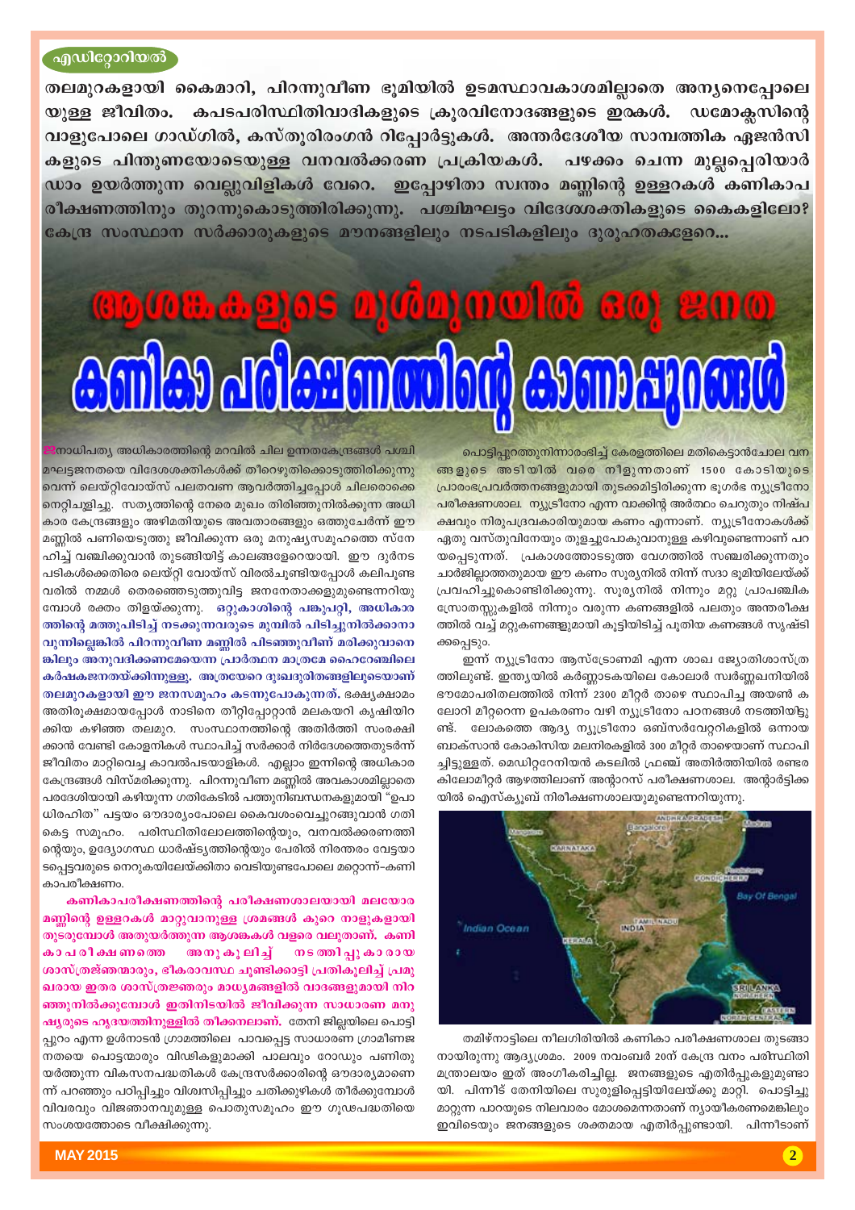എഡിറ്റോറിയൽ

**തലമുറകളായി കൈമാറി, പിറന്നുവീണ ഭൂമിയിൽ ഉടമസ്ഥാവകാശമില്ലാതെ അന്യനെപ്പോലെയുള്ള ജീവിതം. കപടപരിസ്ഥിതിവാദികളുടെ ക്രൂരവിനോദങ്ങളുടെ ഇരകൾ. ഡമോക്ലസിന്റെ വാളുപോലെ ഗാഡ്ഗിൽ, കസ്തൂരിരംഗൻ റിപ്പോർട്ടുകൾ. അന്തർദേശീയ സാമ്പത്തിക ഏജൻസികളുടെ പിന്തുണയോടെയുള്ള വനവൽക്കരണ പ്രക്രിയകൾ. പഴക്കം ചെന്ന മുല്ലപ്പെരിയാർ ഡാം ഉയർത്തുന്ന വെല്ലുവിളികൾ വേറെ. ഇപ്പോഴിതാ സ്വന്തം മണ്ണിന്റെ ഉള്ളറകൾ കണികാപരീക്ഷണത്തിനും തുറന്നുകൊടുത്തിരിക്കുന്നു. പശ്ചിമഘട്ടം വിദേശശക്തികളുടെ കൈകളിലോ? കേന്ദ്ര സംസ്ഥാന സർക്കാരുകളുടെ മൗനങ്ങളിലും നടപടികളിലും ദുരൂഹതകളേറെ...**

# ആശങ്കകളുടെ മുൾമുനയിൽ ഒരു ജനത
# കണികാ പരീക്ഷണത്തിന്റെ കാണാപ്പുറങ്ങൾ

ജനാധിപത്യ അധികാരത്തിന്റെ മറവിൽ ചില ഉന്നതകേന്ദ്രങ്ങൾ പശ്ചിമഘട്ടജനതയെ വിദേശശക്തികൾക്ക് തീറെഴുതിക്കൊടുത്തിരിക്കുന്നുവെന്ന് ലെയ്റ്റിവോയ്സ് പലതവണ ആവർത്തിച്ചപ്പോൾ ചിലരൊക്കെ നെറ്റിചുളിച്ചു. സത്യത്തിന്റെ നേരെ മുഖം തിരിഞ്ഞുനിൽക്കുന്ന അധികാര കേന്ദ്രങ്ങളും അഴിമതിയുടെ അവതാരങ്ങളും ഒത്തുചേർന്ന് ഈ മണ്ണിൽ പണിയെടുത്തു ജീവിക്കുന്ന ഒരു മനുഷ്യസമൂഹത്തെ സ്നേഹിച്ച് വഞ്ചിക്കുവാൻ തുടങ്ങിയിട്ട് കാലങ്ങളേറെയായി. ഈ ദുർനടപടികൾക്കെതിരെ ലെയ്റ്റി വോയ്സ് വിരൽചൂണ്ടിയപ്പോൾ കലിപൂണ്ട വരിൽ നമ്മൾ തെരഞ്ഞെടുത്തുവിട്ട ജനനേതാക്കളുമുണ്ടെന്നറിയുമ്പോൾ രക്തം തിളയ്ക്കുന്നു. **ഒറ്റുകാശിന്റെ പങ്കുപറ്റി, അധികാരത്തിന്റെ മത്തുപിടിച്ച് നടക്കുന്നവരുടെ മുമ്പിൽ പിടിച്ചുനിൽക്കാനാവുന്നില്ലെങ്കിൽ പിറന്നുവീണ മണ്ണിൽ പിടഞ്ഞുവീണ് മരിക്കുവാനെങ്കിലും അനുവദിക്കണമേയെന്ന പ്രാർത്ഥന മാത്രമേ ഹൈറേഞ്ചിലെ കർഷകജനതയ്ക്കിന്നുള്ളൂ. അത്രയേറെ ദുഃഖദുരിതങ്ങളിലൂടെയാണ് തലമുറകളായി ഈ ജനസമൂഹം കടന്നുപോകുന്നത്.** ഭക്ഷ്യക്ഷാമം അതിരൂക്ഷമായപ്പോൾ നാടിനെ തീറ്റിപ്പോറ്റാൻ മലകയറി കൃഷിയിറക്കിയ കഴിഞ്ഞ തലമുറ. സംസ്ഥാനത്തിന്റെ അതിർത്തി സംരക്ഷിക്കാൻ വേണ്ടി കോളനികൾ സ്ഥാപിച്ച് സർക്കാർ നിർദേശത്തെതുടർന്ന് ജീവിതം മാറ്റിവെച്ച കാവൽപടയാളികൾ. എല്ലാം ഇന്നിന്റെ അധികാരകേന്ദ്രങ്ങൾ വിസ്മരിക്കുന്നു. പിറന്നുവീണ മണ്ണിൽ അവകാശമില്ലാതെ പരദേശിയായി കഴിയുന്ന ഗതികേടിൽ പത്തുനിബന്ധനകളുമായി "ഉപാധിരഹിത" പട്ടയം ഔദാര്യംപോലെ കൈവശംവെച്ചുറങ്ങുവാൻ ഗതികെട്ട സമൂഹം. പരിസ്ഥിതിലോലത്തിന്റെയും, വനവൽക്കരണത്തിന്റെയും, ഉദ്യോഗസ്ഥ ധാർഷ്ട്യത്തിന്റെയും പേരിൽ നിരന്തരം വേട്ടയാടപ്പെട്ടവരുടെ നെറുകയിലേയ്ക്കിതാ വെടിയുണ്ടപോലെ മറ്റൊന്ന്-കണികാപരീക്ഷണം.

**കണികാപരീക്ഷണത്തിന്റെ പരീക്ഷണശാലയായി മലയോര മണ്ണിന്റെ ഉള്ളറകൾ മാറ്റുവാനുള്ള ശ്രമങ്ങൾ കുറെ നാളുകളായി തുടരുമ്പോൾ അതുയർത്തുന്ന ആശങ്കകൾ വളരെ വലുതാണ്. കണികാപരീക്ഷണത്തെ അനുകൂലിച്ച് നടത്തിപ്പുകാരായ ശാസ്ത്രജ്ഞന്മാരും, ഭീകരാവസ്ഥ ചൂണ്ടിക്കാട്ടി പ്രതികൂലിച്ച് പ്രമുഖരായ ഇതര ശാസ്ത്രജ്ഞരും മാധ്യമങ്ങളിൽ വാദങ്ങളുമായി നിറഞ്ഞുനിൽക്കുമ്പോൾ ഇതിനിടയിൽ ജീവിക്കുന്ന സാധാരണ മനുഷ്യരുടെ ഹൃദയത്തിലുള്ളിൽ തീക്കനലാണ്.** തേനി ജില്ലയിലെ പൊട്ടിപ്പുറം എന്ന ഉൾനാടൻ ഗ്രാമത്തിലെ പാവപ്പെട്ട സാധാരണ ഗ്രാമീണജനതയെ പൊട്ടന്മാരും വിഢികളുമാക്കി പാലവും റോഡും പണിതുയർത്തുന്ന വികസനപദ്ധതികൾ കേന്ദ്രസർക്കാരിന്റെ ഔദാര്യമാണെന്ന് പറഞ്ഞും പഠിപ്പിച്ചും വിശ്വസിപ്പിച്ചും പതിക്കുഴികൾ തീർക്കുമ്പോൾ വിവരവും വിജ്ഞാനവുമുള്ള പൊതുസമൂഹം ഈ ഗൂഢപദ്ധതിയെ സംശയത്തോടെ വീക്ഷിക്കുന്നു.

പൊട്ടിപ്പുറത്തുനിന്നാരംഭിച്ച് കേരളത്തിലെ മതികെട്ടാൻചോല വനങ്ങളുടെ അടിയിൽ വരെ നീളുന്നതാണ് 1500 കോടിയുടെ പ്രാരംഭപ്രവർത്തനങ്ങളുമായി തുടക്കമിട്ടിരിക്കുന്ന ഭൂഗർഭ ന്യൂട്രിനോ പരീക്ഷണശാല. ന്യൂട്രിനോ എന്ന വാക്കിന്റെ അർത്ഥം ചെറുതും നിഷ്പക്ഷവും നിരുപദ്രവകാരിയുമായ കണം എന്നാണ്. ന്യൂട്രിനോകൾക്ക് ഏതു വസ്തുവിനേയും തുളച്ചുപോകുവാനുള്ള കഴിവുണ്ടെന്നാണ് പറയപ്പെടുന്നത്. പ്രകാശത്തോടടുത്ത വേഗത്തിൽ സഞ്ചരിക്കുന്നതും ചാർജില്ലാത്തതുമായ ഈ കണം സൂര്യനിൽ നിന്ന് സദാ ഭൂമിയിലേയ്ക്ക് പ്രവഹിച്ചുകൊണ്ടിരിക്കുന്നു. സൂര്യനിൽ നിന്നും മറ്റു പ്രാപഞ്ചിക സ്രോതസ്സുകളിൽ നിന്നും വരുന്ന കണങ്ങളിൽ പലതും അന്തരീക്ഷത്തിൽ വച്ച് മറ്റുകണങ്ങളുമായി കൂട്ടിയിടിച്ച് പുതിയ കണങ്ങൾ സൃഷ്ടിക്കപ്പെടും.

ഇന്ന് ന്യൂട്രിനോ ആസ്ട്രോണമി എന്ന ശാഖ ജ്യോതിശാസ്ത്രത്തിലുണ്ട്. ഇന്ത്യയിൽ കർണ്ണാടകയിലെ കോലാർ സ്വർണ്ണഖനിയിൽ ഭൗമോപരിതലത്തിൽ നിന്ന് 2300 മീറ്റർ താഴെ സ്ഥാപിച്ച അയൺ കലോറി മീറ്ററെന്ന ഉപകരണം വഴി ന്യൂട്രിനോ പഠനങ്ങൾ നടത്തിയിട്ടുണ്ട്. ലോകത്തെ ആദ്യ ന്യൂട്രിനോ ഒബ്സർവേറ്ററികളിൽ ഒന്നായ ബാക്സാൻ കോകിസിയ മലനിരകളിൽ 300 മീറ്റർ താഴെയാണ് സ്ഥാപിച്ചിട്ടുള്ളത്. മെഡിറ്ററേനിയൻ കടലിൽ ഫ്രഞ്ച് അതിർത്തിയിൽ രണ്ടര കിലോമീറ്റർ ആഴത്തിലാണ് അന്റാറസ് പരീക്ഷണശാല. അന്റാർട്ടിക്കയിൽ ഐസ്ക്യൂബ് നിരീക്ഷണശാലയുമുണ്ടെന്നറിയുന്നു.

തമിഴ്നാട്ടിലെ നീലഗിരിയിൽ കണികാ പരീക്ഷണശാല തുടങ്ങാനായിരുന്നു ആദ്യശ്രമം. 2009 നവംബർ 20ന് കേന്ദ്ര വനം പരിസ്ഥിതി മന്ത്രാലയം ഇത് അംഗീകരിച്ചില്ല. ജനങ്ങളുടെ എതിർപ്പുകളുമുണ്ടായി. പിന്നീട് തേനിയിലെ സുരുളിപ്പെട്ടിയിലേയ്ക്കു മാറ്റി. പൊട്ടിച്ചു മാറ്റുന്ന പാറയുടെ നിലവാരം മോശമെന്നതാണ് ന്യായീകരണമെങ്കിലും ഇവിടെയും ജനങ്ങളുടെ ശക്തമായ എതിർപ്പുണ്ടായി. പിന്നീടാണ്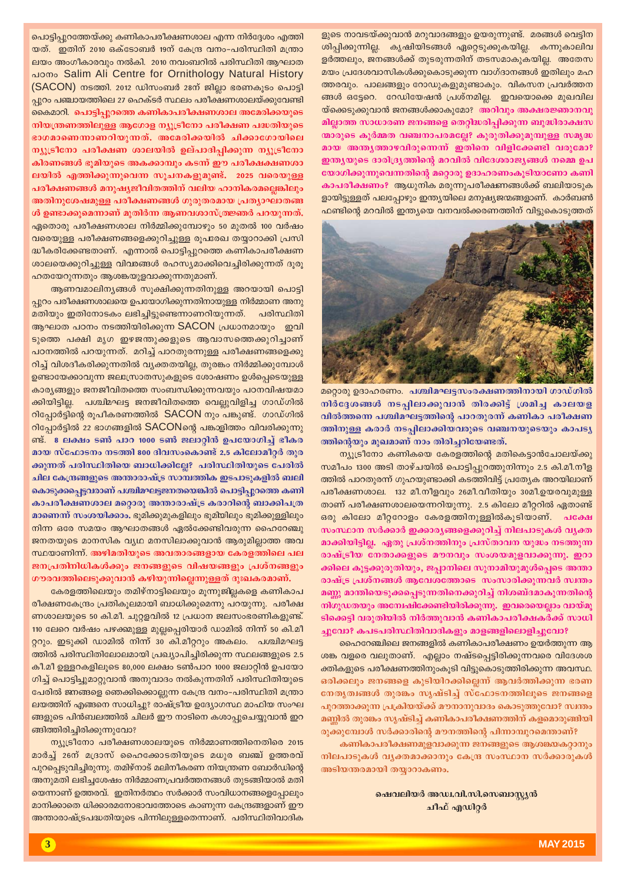പൊട്ടിപ്പുറത്തേയ്ക്കു കണികാപരീക്ഷണശാല എന്ന നിർദ്ദേശം എത്തിയത്. ഇതിന് 2010 ഒക്ടോബർ 19ന് കേന്ദ്ര വനം-പരിസ്ഥിതി മന്ത്രാലയം അംഗീകാരവും നൽകി. 2010 നവംബറിൽ പരിസ്ഥിതി ആഘാത പഠനം Salim Ali Centre for Ornithology Natural History (SACON) നടത്തി. 2012 ഡിസംബർ 28ന് ജില്ലാ ഭരണകൂടം പൊട്ടിപ്പുറം പഞ്ചായത്തിലെ 27 ഹെക്ടർ സ്ഥലം പരീക്ഷണശാലയ്ക്കുവേണ്ടി കൈമാറി. **പൊട്ടിപ്പുറത്തെ കണികാപരീക്ഷണശാല അമേരിക്കയുടെ നിയന്ത്രണത്തിലുള്ള ആഗോള ന്യൂട്രീനോ പരീക്ഷണ പദ്ധതിയുടെ ഭാഗമാണെന്നാണറിയുന്നത്. അമേരിക്കയിൽ ചിക്കാഗോയിലെ ന്യൂട്രീനോ പരീക്ഷണ ശാലയിൽ ഉല്പാദിപ്പിക്കുന്ന ന്യൂട്രീനോ കിരണങ്ങൾ ഭൂമിയുടെ അകക്കാമ്പും കടന്ന് ഈ പരീക്ഷണശാലയിൽ എത്തിക്കുന്നുവെന്ന സൂചനകളുമുണ്ട്. 2025 വരെയുള്ള പരീക്ഷണങ്ങൾ മനുഷ്യജീവിതത്തിന് വലിയ ഹാനികരമല്ലെങ്കിലും അതിനുശേഷമുള്ള പരീക്ഷണങ്ങൾ ഗുരുതരമായ പ്രത്യാഘാതങ്ങൾ ഉണ്ടാക്കുമെന്നാണ് മുതിർന്ന ആണവശാസ്ത്രജ്ഞർ പറയുന്നത്.** ഏതൊരു പരീക്ഷണശാല നിർമ്മിക്കുമ്പോഴും 50 മുതൽ 100 വർഷം വരെയുള്ള പരീക്ഷണങ്ങളെക്കുറിച്ചുള്ള രൂപരേഖ തയ്യാറാക്കി പ്രസിദ്ധീകരിക്കേണ്ടതാണ്. എന്നാൽ പൊട്ടിപ്പുറത്തെ കണികാപരീക്ഷണശാലയെക്കുറിച്ചുള്ള വിവരങ്ങൾ രഹസ്യമാക്കിവെച്ചിരിക്കുന്നത് ദുരൂഹതയേറുന്നതും ആശങ്കയുളവാക്കുന്നതുമാണ്.

ആണവമാലിന്യങ്ങൾ സൂക്ഷിക്കുന്നതിനുള്ള അറയായി പൊട്ടിപ്പുറം പരീക്ഷണശാലയെ ഉപയോഗിക്കുന്നതിനായുള്ള നിർമ്മാണ അനുമതിയും ഇതിനോടകം ലഭിച്ചിട്ടുണ്ടെന്നാണറിയുന്നത്. പരിസ്ഥിതി ആഘാത പഠനം നടത്തിയിരിക്കുന്ന SACON പ്രധാനമായും ഇവിടുത്തെ പക്ഷി മൃഗ ഇഴജന്തുക്കളുടെ ആവാസത്തെക്കുറിച്ചാണ് പഠനത്തിൽ പറയുന്നത്. മറിച്ച് പാറതുരന്നുള്ള പരീക്ഷണങ്ങളെക്കുറിച്ച് വിശദീകരിക്കുന്നതിൽ വ്യക്തതയില്ല. തുരങ്കം നിർമ്മിക്കുമ്പോൾ ഉണ്ടായേക്കാവുന്ന ജലസ്രോതസുകളുടെ ശോഷണം ഉൾപ്പെടെയുള്ള കാര്യങ്ങളും ജനജീവിതത്തെ സംബന്ധിക്കുന്നവയും പഠനവിഷയമാക്കിയിട്ടില്ല. പശ്ചിമഘട്ട ജനജീവിതത്തെ വെല്ലുവിളിച്ച ഗാഡ്ഗിൽ റിപ്പോർട്ടിന്റെ രൂപീകരണത്തിൽ SACON നും പങ്കുണ്ട്. ഗാഡ്ഗിൽ റിപ്പോർട്ടിൽ 22 ഭാഗങ്ങളിൽ SACONന്റെ പങ്കാളിത്തം വിവരിക്കുന്നുണ്ട്. **8 ലക്ഷം ടൺ പാറ 1000 ടൺ ജലാറ്റിൻ ഉപയോഗിച്ച് ഭീകരമായ സ്ഫോടനം നടത്തി 800 ദിവസംകൊണ്ട് 2.5 കിലോമീറ്റർ തുരക്കുന്നത് പരിസ്ഥിതിയെ ബാധിക്കില്ലേ? പരിസ്ഥിതിയുടെ പേരിൽ ചില കേന്ദ്രങ്ങളുടെ അന്താരാഷ്ട്ര സാമ്പത്തിക ഇടപാടുകളിൽ ബലികൊടുക്കപ്പെട്ടവരാണ് പശ്ചിമഘട്ടജനതയെങ്കിൽ പൊട്ടിപ്പുറത്തെ കണികാപരീക്ഷണശാല മറ്റൊരു അന്താരാഷ്ട്ര കരാറിന്റെ ബാക്കിപത്രമാണെന്ന് സംശയിക്കാം.** ഭൂമിക്കുമുകളിലും ഭൂമിയിലും ഭൂമിക്കുള്ളിലും നിന്ന ഒരേ സമയം ആഘാതങ്ങൾ ഏൽക്കേണ്ടിവരുന്ന ഹൈറേഞ്ചു ജനതയുടെ മാനസിക വ്യഥ മനസിലാക്കുവാൻ ആരുമില്ലാത്ത അവസ്ഥയാണിന്ന്. **അഴിമതിയുടെ അവതാരങ്ങളായ കേരളത്തിലെ പല ജനപ്രതിനിധികൾക്കും ജനങ്ങളുടെ വിഷയങ്ങളും പ്രശ്നങ്ങളും ഗൗരവത്തിലെടുക്കുവാൻ കഴിയുന്നില്ലെന്നുള്ളത് ദുഃഖകരമാണ്.**

കേരളത്തിലെയും തമിഴ്നാട്ടിലെയും മൂന്നുജില്ലകളെ കണികാപരീക്ഷണകേന്ദ്രം പ്രതികൂലമായി ബാധിക്കുമെന്നു പറയുന്നു. പരീക്ഷണശാലയുടെ 50 കി.മീ. ചുറ്റളവിൽ 12 പ്രധാന ജലസംഭരണികളുണ്ട്. 110 ലേറെ വർഷം പഴക്കമുള്ള മുല്ലപ്പെരിയാർ ഡാമിൽ നിന്ന് 50 കി.മീറ്ററും. ഇടുക്കി ഡാമിൽ നിന്ന് 30 കി.മീറ്ററും അകലം. പശ്ചിമഘട്ടത്തിൽ പരിസ്ഥിതിലോലമായി പ്രഖ്യാപിച്ചിരിക്കുന്ന സ്ഥലങ്ങളുടെ 2.5 കി.മീ ഉള്ളറകളിലൂടെ 80,000 ലക്ഷം ടൺപാറ 1000 ജലാറ്റിൻ ഉപയോഗിച്ച് പൊട്ടിച്ചുമാറ്റുവാൻ അനുവാദം നൽകുന്നതിന് പരിസ്ഥിതിയുടെ പേരിൽ ജനങ്ങളെ ഞെക്കിക്കൊല്ലുന്ന കേന്ദ്ര വനം-പരിസ്ഥിതി മന്ത്രാലയത്തിന് എങ്ങനെ സാധിച്ചു? രാഷ്ട്രീയ ഉദ്യോഗസ്ഥ മാഫിയ സംഘങ്ങളുടെ പിൻബലത്തിൽ ചിലർ ഈ നാടിനെ കശാപ്പുചെയ്യുവാൻ ഇറങ്ങിത്തിരിച്ചിരിക്കുന്നുവോ?

ന്യൂട്രീനോ പരീക്ഷണശാലയുടെ നിർമ്മാണത്തിനെതിരെ 2015 മാർച്ച് 26ന് മദ്രാസ് ഹൈക്കോടതിയുടെ മധുര ബഞ്ച് ഉത്തരവ് പുറപ്പെടുവിച്ചിരുന്നു. തമിഴ്നാട് മലിനീകരണ നിയന്ത്രണ ബോർഡിന്റെ അനുമതി ലഭിച്ചശേഷം നിർമ്മാണപ്രവർത്തനങ്ങൾ തുടങ്ങിയാൽ മതിയെന്നാണ് ഉത്തരവ്. ഇതിനർത്ഥം സർക്കാർ സംവിധാനങ്ങളെപ്പോലും മാനിക്കാതെ ധിക്കാരമനോഭാവത്തോടെ കാണുന്ന കേന്ദ്രങ്ങളാണ് ഈ അന്താരാഷ്ട്രപദ്ധതിയുടെ പിന്നിലുള്ളതെന്നാണ്. പരിസ്ഥിതിവാദികളുടെ നാവടയ്ക്കുവാൻ മറുവാദങ്ങളും ഉയരുന്നുണ്ട്. മരങ്ങൾ വെട്ടിനശിപ്പിക്കുന്നില്ല. കൃഷിയിടങ്ങൾ ഏറ്റെടുക്കുകയില്ല. കന്നുകാലിവളർത്തലും, ജനങ്ങൾക്ക് തുടരുന്നതിന് തടസമാകുകയില്ല. അതേസമയം പ്രദേശവാസികൾക്കുകൊടുക്കുന്ന വാഗ്ദാനങ്ങൾ ഇതിലും മഹത്തരവും. പാലങ്ങളും റോഡുകളുമുണ്ടാകും. വികസന പ്രവർത്തനങ്ങൾ ഒട്ടേറെ. റേഡിയേഷൻ പ്രശ്നമില്ല. ഇവയൊക്കെ മുഖവിലയ്ക്കെടുക്കുവാൻ ജനങ്ങൾക്കാകുമോ? **അറിവും അക്ഷരജ്ഞാനവുമില്ലാത്ത സാധാരണ ജനങ്ങളെ തെറ്റിദ്ധരിപ്പിക്കുന്ന ബുദ്ധിരാക്ഷസന്മാരുടെ കൂർമ്മത വഞ്ചനാപരമല്ലേ? കുരുതിക്കുമുമ്പുള്ള സമൃദ്ധമായ അന്ത്യത്താഴവിരുന്നെന്ന് ഇതിനെ വിളിക്കേണ്ടി വരുമോ? ഇന്ത്യയുടെ ദാരിദ്ര്യത്തിന്റെ മറവിൽ വിദേശരാജ്യങ്ങൾ നമ്മെ ഉപയോഗിക്കുന്നുവെന്നതിന്റെ മറ്റൊരു ഉദാഹരണംകൂടിയാണോ കണികാപരീക്ഷണം?** ആധുനിക മരുന്നുപരീക്ഷണങ്ങൾക്ക് ബലിയാടുകളായിട്ടുള്ളത് പലപ്പോഴും ഇന്ത്യയിലെ മനുഷ്യജന്മങ്ങളാണ്. കാർബൺ ഫണ്ടിന്റെ മറവിൽ ഇന്ത്യയെ വനവൽക്കരണത്തിന് വിട്ടുകൊടുത്തത് മറ്റൊരു ഉദാഹരണം. **പശ്ചിമഘട്ടസംരക്ഷണത്തിനായി ഗാഡ്ഗിൽ നിർദ്ദേശങ്ങൾ നടപ്പിലാക്കുവാൻ തിരക്കിട്ട് ശ്രമിച്ച കാലയളവിൽത്തന്നെ പശ്ചിമഘട്ടത്തിന്റെ പാറതുരന്ന് കണികാ പരീക്ഷണത്തിനുള്ള കരാർ നടപ്പിലാക്കിയവരുടെ വഞ്ചനയുടെയും കാപട്യത്തിന്റെയും മുഖമാണ് നാം തിരിച്ചറിയേണ്ടത്.**

ന്യൂട്രീനോ കണികയെ കേരളത്തിന്റെ മതികെട്ടാൻചോലയ്ക്കു സമീപം 1300 അടി താഴ്ചയിൽ പൊട്ടിപ്പുറത്തുനിന്നും 2.5 കി.മീ.നീളത്തിൽ പാറതുരന്ന് ഗുഹയുണ്ടാക്കി കടത്തിവിട്ട് പ്രത്യേക അറയിലാണ് പരീക്ഷണശാല. 132 മീ.നീളവും 26മീ.വീതിയും 30മീ.ഉയരവുമുള്ളതാണ് പരീക്ഷണശാലയെന്നറിയുന്നു. 2.5 കിലോ മീറ്ററിൽ ഏതാണ്ട് ഒരു കിലോ മീറ്ററോളം കേരളത്തിനുള്ളിൽകൂടിയാണ്. **പക്ഷേ സംസ്ഥാന സർക്കാർ ഇക്കാര്യങ്ങളെക്കുറിച്ച് നിലപാടുകൾ വ്യക്തമാക്കിയിട്ടില്ല. ഏതു പ്രശ്നത്തിനും പ്രസ്താവന യുദ്ധം നടത്തുന്ന രാഷ്ട്രീയ നേതാക്കളുടെ മൗനവും സംശയമുളവാക്കുന്നു. ഇറാക്കിലെ കൂട്ടക്കുരുതിയും, ജപ്പാനിലെ സുനാമിയുമുൾപ്പെടെ അന്താരാഷ്ട്ര പ്രശ്നങ്ങൾ ആവേശത്തോടെ സംസാരിക്കുന്നവർ സ്വന്തം മണ്ണു മാന്തിയെടുക്കപ്പെടുന്നതിനെക്കുറിച്ച് നിശബ്ദമാകുന്നതിന്റെ നിഗൂഢതയും അന്വേഷിക്കേണ്ടിയിരിക്കുന്നു. ഇവയെല്ലാം വായ്മൂടിക്കെട്ടി വരുതിയിൽ നിർത്തുവാൻ കണികാപരീക്ഷകർക്ക് സാധിച്ചുവോ? കപടപരിസ്ഥിതിവാദികളും മാളങ്ങളിലൊളിച്ചുവോ?**

ഹൈറേഞ്ചിലെ ജനങ്ങളിൽ കണികാപരീക്ഷണം ഉയർത്തുന്ന ആശങ്ക വളരെ വലുതാണ്. എല്ലാം നഷ്ടപ്പെട്ടിരിക്കുന്നവരെ വിദേശശക്തികളുടെ പരീക്ഷണത്തിനുംകൂടി വിട്ടുകൊടുത്തിരിക്കുന്ന അവസ്ഥ. **ഒരിക്കലും ജനങ്ങളെ കുടിയിറക്കില്ലെന്ന് ആവർത്തിക്കുന്ന ഭരണനേതൃത്വങ്ങൾ തുരങ്കം സൃഷ്ടിച്ച് സ്ഫോടനത്തിലൂടെ ജനങ്ങളെ പുറത്താക്കുന്ന പ്രക്രിയയ്ക്ക് മൗനാനുവാദം കൊടുത്തുവോ? സ്വന്തം മണ്ണിൽ തുരങ്കം സൃഷ്ടിച്ച് കണികാപരീക്ഷണത്തിന് കളമൊരുങ്ങിയിരുക്കുമ്പോൾ സർക്കാരിന്റെ മൗനത്തിന്റെ പിന്നാമ്പുറമെന്താണ്?**

**കണികാപരീക്ഷണമുളവാക്കുന്ന ജനങ്ങളുടെ ആശങ്കയകറ്റാനും നിലപാടുകൾ വ്യക്തമാക്കാനും കേന്ദ്ര സംസ്ഥാന സർക്കാരുകൾ അടിയന്തരമായി തയ്യാറാകണം.**

**ഷെവലിയർ അഡ്വ.വി.സി.സെബാസ്റ്റ്യൻ**
**ചീഫ് എഡിറ്റർ**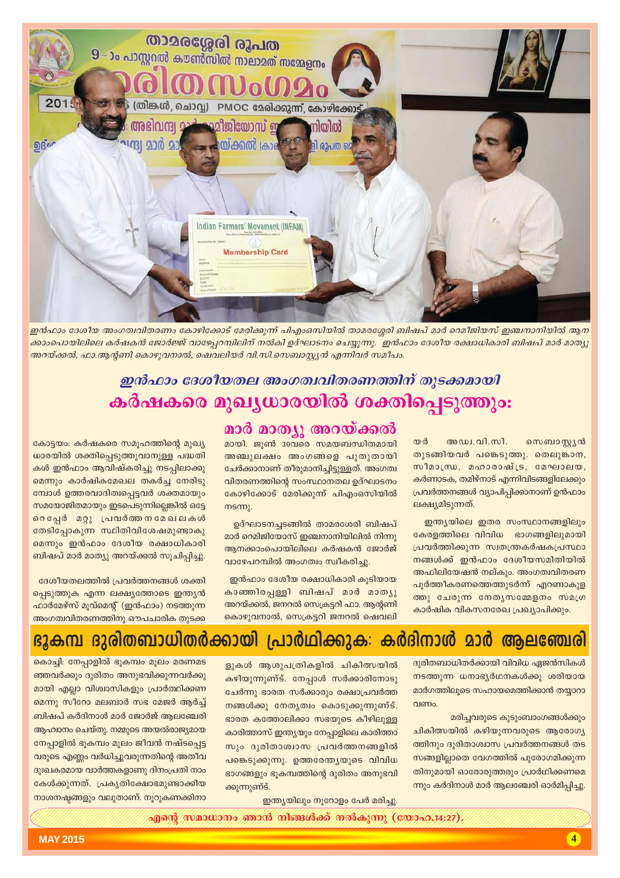ഇൻഫാം ദേശീയ അംഗത്വവിതരണം കോഴിക്കോട് മേരിക്കുന്ന് പിഎംഒസിയിൽ താമരശ്ശേരി ബിഷപ് മാർ റെമിജിയസ് ഇഞ്ചനാനിയിൽ ആനക്കാംപൊയിലിലെ കർഷകൻ ജോർജ്ജ് വാഴേപ്പറമ്പിലിന് നൽകി ഉദ്ഘാടനം ചെയ്യുന്നു. ഇൻഫാം ദേശീയ രക്ഷാധികാരി ബിഷപ് മാർ മാത്യു അറയ്ക്കൽ, ഫാ.ആന്റണി കൊഴുവനാൽ, ഷെവലിയർ വി.സി.സെബാസ്റ്റ്യൻ എന്നിവർ സമീപം.

## ഇൻഫാം ദേശീയതല അംഗത്വവിതരണത്തിന് തുടക്കമായി കർഷകരെ മുഖ്യധാരയിൽ ശക്തിപ്പെടുത്തും: മാർ മാത്യു അറയ്ക്കൽ

കോട്ടയം: കർഷകരെ സമൂഹത്തിന്റെ മുഖ്യധാരയിൽ ശക്തിപ്പെടുത്തുവാനുള്ള പദ്ധതികൾ ഇൻഫാം ആവിഷ്കരിച്ചു നടപ്പിലാക്കുമെന്നും കാർഷികമേഖല തകർച്ച നേരിടുമ്പോൾ ഉത്തരവാദിത്വപ്പെട്ടവർ ശക്തമായും സമയോജിതമായും ഇടപെടുന്നില്ലെങ്കിൽ ഒറ്റപ്പെട്ട മറ്റു പ്രവർത്തനമേഖലകൾ തേടിപ്പോകുന്ന സ്ഥിതിവിശേഷമുണ്ടാകുമെന്നും ഇൻഫാം ദേശീയ രക്ഷാധികാരി ബിഷപ് മാർ മാത്യു അറയ്ക്കൽ സൂചിപ്പിച്ചു.

ദേശീയതലത്തിൽ പ്രവർത്തനങ്ങൾ ശക്തിപ്പെടുത്തുക എന്ന ലക്ഷ്യത്തോടെ ഇന്ത്യൻ ഫാർമേഴ്സ് മൂവ്മെന്റ് (ഇൻഫാം) നടത്തുന്ന അംഗത്വവിതരണത്തിനു ഔപചാരിക തുടക്കമായി. ജൂൺ 30വരെ സമയബന്ധിതമായി അഞ്ചുലക്ഷം അംഗങ്ങളെ പുതുതായി ചേർക്കാനാണ് തീരുമാനിച്ചിട്ടുള്ളത്. അംഗത്വവിതരണത്തിന്റെ സംസ്ഥാനതല ഉദ്ഘാടനം കോഴിക്കോട് മേരിക്കുന്ന് പിഎംഒസിയിൽ നടന്നു.

ഉദ്ഘാടനച്ചടങ്ങിൽ താമരശേരി ബിഷപ് മാർ റെമിജിയോസ് ഇഞ്ചനാനിയിലിൽ നിന്നു ആനക്കാംപൊയിലിലെ കർഷകൻ ജോർജ് വാഴേപറമ്പിൽ അംഗത്വം സ്വീകരിച്ചു.

ഇൻഫാം ദേശീയ രക്ഷാധികാരി കൂടിയായ കാഞ്ഞിരപ്പള്ളി ബിഷപ് മാർ മാത്യു അറയ്ക്കൽ, ജനറൽ സെക്രട്ടറി ഫാ. ആന്റണി കൊഴുവനാൽ, സെക്രട്ടറി ജനറൽ ഷെവലിയർ അഡ്വ.വി.സി. സെബാസ്റ്റ്യൻ തുടങ്ങിയവർ പങ്കെടുത്തു. തെലുങ്കാന, സീമാന്ധ്ര, മഹാരാഷ്ട്ര, മേഘാലയ, കർണാടക, തമിഴ്നാട് എന്നിവിടങ്ങളിലേക്കും പ്രവർത്തനങ്ങൾ വ്യാപിപ്പിക്കാനാണ് ഇൻഫാം ലക്ഷ്യമിടുന്നത്.

ഇന്ത്യയിലെ ഇതര സംസ്ഥാനങ്ങളിലും കേരളത്തിലെ വിവിധ ഭാഗങ്ങളിലുമായി പ്രവർത്തിക്കുന്ന സ്വതന്ത്രകർഷകപ്രസ്ഥാനങ്ങൾക്ക് ഇൻഫാം ദേശീയസമിതിയിൽ അഫിലിയേഷൻ നല്കും. അംഗത്വവിതരണ പൂർത്തീകരണത്തെത്തുടർന്ന് എറണാകുളത്തു ചേരുന്ന നേതൃസമ്മേളനം സമഗ്ര കാർഷിക വികസനരേഖ പ്രഖ്യാപിക്കും.

## ഭൂകമ്പ ദുരിതബാധിതർക്കായി പ്രാർഥിക്കുക: കർദിനാൾ മാർ ആലഞ്ചേരി

കൊച്ചി: നേപ്പാളിൽ ഭൂകമ്പം മൂലം മരണമടഞ്ഞവർക്കും ദുരിതം അനുഭവിക്കുന്നവർക്കുമായി എല്ലാ വിശ്വാസികളും പ്രാർത്ഥിക്കണമെന്നു സീറോ മലബാർ സഭ മേജർ ആർച്ച് ബിഷപ് കർദിനാൾ മാർ ജോർജ് ആലഞ്ചേരി ആഹ്വാനം ചെയ്തു. നമ്മുടെ അയൽരാജ്യമായ നേപ്പാളിൽ ഭൂകമ്പം മൂലം ജീവൻ നഷ്ടപ്പെട്ടവരുടെ എണ്ണം വർധിച്ചുവരുന്നതിന്റെ അതീവ ദുഃഖകരമായ വാർത്തകളാണു ദിനംപ്രതി നാം കേൾക്കുന്നത്. പ്രകൃതിക്ഷോഭമുണ്ടാക്കിയ നാശനഷ്ടങ്ങളും വലുതാണ്. നൂറുകണക്കിനാളുകൾ ആശുപത്രികളിൽ ചികിത്സയിൽ കഴിയുന്നുണ്ട്. നേപ്പാൾ സർക്കാരിനോടു ചേർന്നു ഭാരത സർക്കാരും രക്ഷാപ്രവർത്തനങ്ങൾക്കു നേതൃത്വം കൊടുക്കുന്നുണ്ട്. ഭാരത കത്തോലിക്കാ സഭയുടെ കീഴിലുള്ള കാരിത്താസ് ഇന്ത്യയും നേപ്പാളിലെ കാരിത്താസും ദുരിതാശ്വാസ പ്രവർത്തനങ്ങളിൽ പങ്കെടുക്കുന്നു. ഉത്തരേന്ത്യയുടെ വിവിധ ഭാഗങ്ങളും ഭൂകമ്പത്തിന്റെ ദുരിതം അനുഭവിക്കുന്നുണ്ട്.

ഇന്ത്യയിലും നൂറോളം പേർ മരിച്ചു. ദുരിതബാധിതർക്കായി വിവിധ ഏജൻസികൾ നടത്തുന്ന ധനാഭ്യർഥനകൾക്കു ശരിയായ മാർഗത്തിലൂടെ സഹായമെത്തിക്കാൻ തയ്യാറാവണം.

മരിച്ചവരുടെ കുടുംബാംഗങ്ങൾക്കും ചികിത്സയിൽ കഴിയുന്നവരുടെ ആരോഗ്യത്തിനും ദുരിതാശ്വാസ പ്രവർത്തനങ്ങൾ തടസങ്ങളില്ലാതെ വേഗത്തിൽ പുരോഗമിക്കുന്നതിനുമായി ഓരോരുത്തരും പ്രാർഥിക്കണമെന്നും കർദിനാൾ മാർ ആലഞ്ചേരി ഓർമിപ്പിച്ചു.

എന്റെ സമാധാനം ഞാൻ നിങ്ങൾക്ക് നൽകുന്നു (യോഹ.14:27).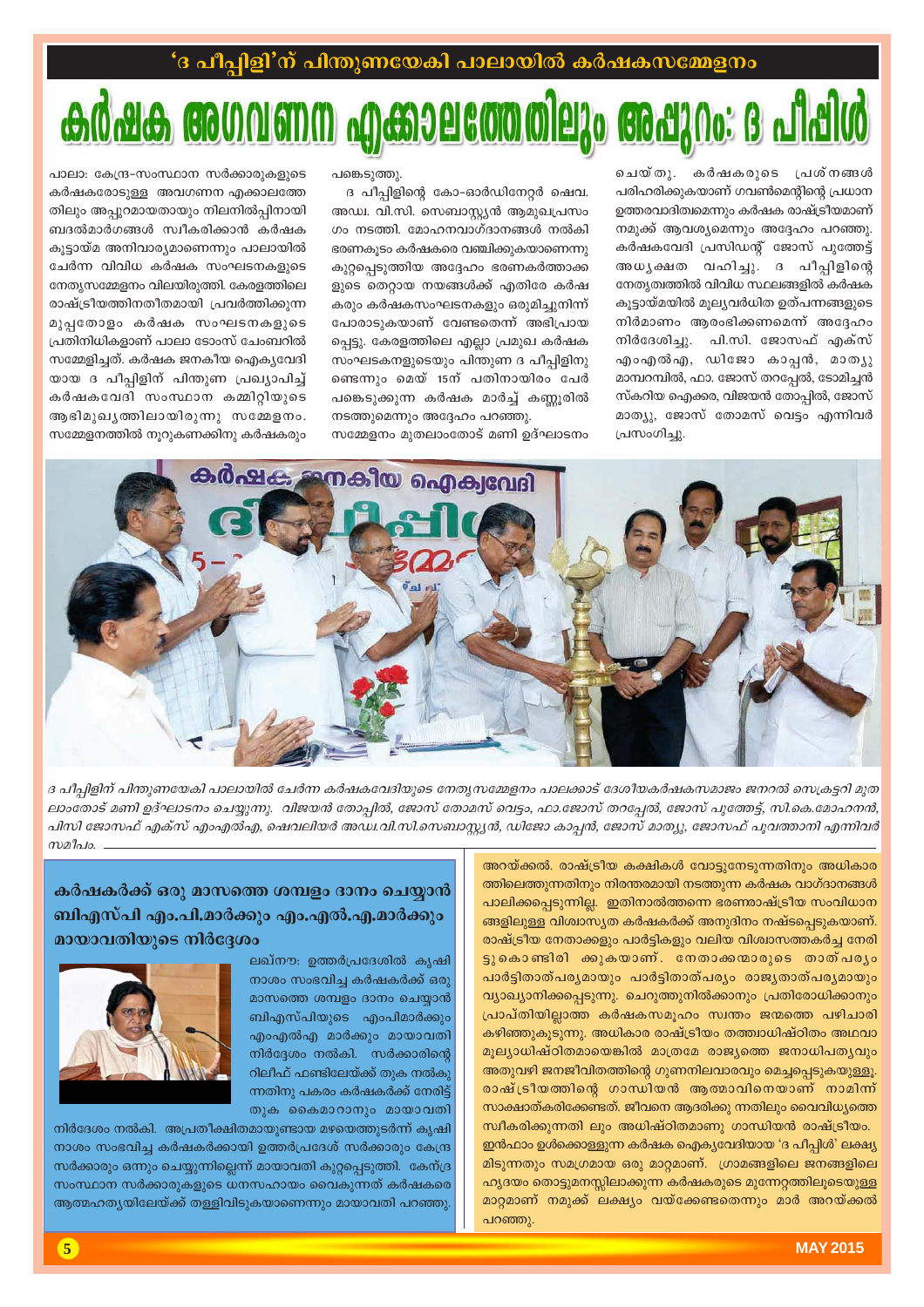## 'ദ പീപ്പിളി'ന് പിന്തുണയേകി പാലായിൽ കർഷകസമ്മേളനം

# കർഷക അവഗണന എക്കാലത്തേതിലും അപ്പുറം: ദ പീപ്പിൾ

പാലാ: കേന്ദ്ര-സംസ്ഥാന സർക്കാരുകളുടെ കർഷകരോടുള്ള അവഗണന എക്കാലത്തേതിലും അപ്പുറമായതായും നിലനിൽപ്പിനായി ബദൽമാർഗങ്ങൾ സ്വീകരിക്കാൻ കർഷക കൂട്ടായ്മ അനിവാര്യമാണെന്നും പാലായിൽ ചേർന്ന വിവിധ കർഷക സംഘടനകളുടെ നേതൃസമ്മേളനം വിലയിരുത്തി. കേരളത്തിലെ രാഷ്ട്രീയത്തിനതീതമായി പ്രവർത്തിക്കുന്ന മുപ്പതോളം കർഷക സംഘടനകളുടെ പ്രതിനിധികളാണ് പാലാ ടോംസ് ചേംബറിൽ സമ്മേളിച്ചത്. കർഷക ജനകീയ ഐക്യവേദിയായ ദ പീപ്പിളിന് പിന്തുണ പ്രഖ്യാപിച്ച് കർഷകവേദി സംസ്ഥാന കമ്മിറ്റിയുടെ ആഭിമുഖ്യത്തിലായിരുന്നു സമ്മേളനം. സമ്മേളനത്തിൽ നൂറുകണക്കിനു കർഷകരും പങ്കെടുത്തു.

ദ പീപ്പിളിന്റെ കോ-ഓർഡിനേറ്റർ ഷെവ. അഡ്വ. വി.സി. സെബാസ്റ്റ്യൻ ആമുഖപ്രസംഗം നടത്തി. മോഹനവാഗ്ദാനങ്ങൾ നൽകി കുറ്റപ്പെടുത്തിയ അദ്ദേഹം ഭരണകർത്താക്കളുടെ തെറ്റായ നയങ്ങൾക്ക് എതിരേ കർഷകരും കർഷകസംഘടനകളും ഒരുമിച്ചുനിന്ന് പോരാടുകയാണ് വേണ്ടതെന്ന് അഭിപ്രായപ്പെട്ടു. കേരളത്തിലെ എല്ലാ പ്രമുഖ കർഷക സംഘടനകളുടെയും പിന്തുണ ദ പീപ്പിളിനുണ്ടെന്നും മെയ് 15ന് പതിനായിരം പേർ പങ്കെടുക്കുന്ന കർഷക മാർച്ച് കണ്ണൂരിൽ നടത്തുമെന്നും അദ്ദേഹം പറഞ്ഞു.

സമ്മേളനം മുതലാംതോട് മണി ഉദ്ഘാടനം ചെയ്തു. കർഷകരുടെ പ്രശ്നങ്ങൾ പരിഹരിക്കുകയാണ് ഗവൺമെന്റിന്റെ പ്രധാന ഉത്തരവാദിത്വമെന്നും കർഷക രാഷ്ട്രീയമാണ് നമുക്ക് ആവശ്യമെന്നും അദ്ദേഹം പറഞ്ഞു. കർഷകവേദി പ്രസിഡന്റ് ജോസ് പുത്തേട്ട് അധ്യക്ഷത വഹിച്ചു. ദ പീപ്പിളിന്റെ നേതൃത്വത്തിൽ വിവിധ സ്ഥലങ്ങളിൽ കർഷക കൂട്ടായ്മയിൽ മൂല്യവർധിത ഉത്പന്നങ്ങളുടെ നിർമാണം ആരംഭിക്കണമെന്ന് അദ്ദേഹം നിർദേശിച്ചു. പി.സി. ജോസഫ് എക്സ് എംഎൽഎ, ഡിജോ കാപ്പൻ, മാത്യു മാമ്പറമ്പിൽ, ഫാ. ജോസ് തറപ്പേൽ, ടോമിച്ചൻ സ്കറിയ ഐക്കര, വിജയൻ തോപ്പിൽ, ജോസ് മാത്യു, ജോസ് തോമസ് വെട്ടം എന്നിവർ പ്രസംഗിച്ചു.

*ദ പീപ്പിളിന് പിന്തുണയേകി പാലായിൽ ചേർന്ന കർഷകവേദിയുടെ നേതൃസമ്മേളനം പാലക്കാട് ദേശീയകർഷകസമാജം ജനറൽ സെക്രട്ടറി മുതലാംതോട് മണി ഉദ്ഘാടനം ചെയ്യുന്നു. വിജയൻ തോപ്പിൽ, ജോസ് തോമസ് വെട്ടം, ഫാ.ജോസ് തറപ്പേൽ, ജോസ് പുത്തേട്ട്, സി.കെ.മോഹനൻ, പിസി ജോസഫ് എക്സ് എംഎൽഎ, ഷെവലിയർ അഡ്വ.വി.സി.സെബാസ്റ്റ്യൻ, ഡിജോ കാപ്പൻ, ജോസ് മാത്യു, ജോസഫ് പുവത്താനി എന്നിവർ സമീപം.*

## കർഷകർക്ക് ഒരു മാസത്തെ ശമ്പളം ദാനം ചെയ്യാൻ ബിഎസ്പി എം.പി.മാർക്കും എം.എൽ.എ.മാർക്കും മായാവതിയുടെ നിർദ്ദേശം

ലഖ്നൗ: ഉത്തർപ്രദേശിൽ കൃഷി നാശം സംഭവിച്ച കർഷകർക്ക് ഒരു മാസത്തെ ശമ്പളം ദാനം ചെയ്യാൻ ബിഎസ്പിയുടെ എംപിമാർക്കും എംഎൽഎ മാർക്കും മായാവതി നിർദ്ദേശം നൽകി. സർക്കാരിന്റെ റിലീഫ് ഫണ്ടിലേയ്ക്ക് തുക നൽകുന്നതിനു പകരം കർഷകർക്ക് നേരിട്ട് തുക കൈമാറാനും മായാവതി നിർദേശം നൽകി. അപ്രതീക്ഷിതമായുണ്ടായ മഴയെത്തുടർന്ന് കൃഷി നാശം സംഭവിച്ച കർഷകർക്കായി ഉത്തർപ്രദേശ് സർക്കാരും കേന്ദ്ര സർക്കാരും ഒന്നും ചെയ്യുന്നില്ലെന്ന് മായാവതി കുറ്റപ്പെടുത്തി. കേന്ദ്ര സംസ്ഥാന സർക്കാരുകളുടെ ധനസഹായം വൈകുന്നത് കർഷകരെ ആത്മഹത്യയിലേയ്ക്ക് തള്ളിവിടുകയാണെന്നും മായാവതി പറഞ്ഞു.

അറയ്ക്കൽ. രാഷ്ട്രീയ കക്ഷികൾ വോട്ടുനേടുന്നതിനും അധികാരത്തിലെത്തുന്നതിനും നിരന്തരമായി നടത്തുന്ന കർഷക വാഗ്ദാനങ്ങൾ പാലിക്കപ്പെടുന്നില്ല. ഇതിനാൽത്തന്നെ ഭരണരാഷ്ട്രീയ സംവിധാനങ്ങളിലുള്ള വിശ്വാസ്യത കർഷകർക്ക് അനുദിനം നഷ്ടപ്പെടുകയാണ്. രാഷ്ട്രീയ നേതാക്കളും പാർട്ടികളും വലിയ വിശ്വാസത്തകർച്ച നേരിട്ടുകൊണ്ടിരിക്കുകയാണ്. നേതാക്കന്മാരുടെ താത്പര്യം പാർട്ടിതാത്പര്യമായും പാർട്ടിതാത്പര്യം രാജ്യതാത്പര്യമായും വ്യാഖ്യാനിക്കപ്പെടുന്നു. ചെറുത്തുനിൽക്കാനും പ്രതിരോധിക്കാനും പ്രാപ്തിയില്ലാത്ത കർഷകസമൂഹം സ്വന്തം ജന്മത്തെ പഴിചാരി കഴിഞ്ഞുകൂടുന്നു. അധികാര രാഷ്ട്രീയം തത്ത്വാധിഷ്ഠിതം അഥവാ മൂല്യാധിഷ്ഠിതമായെങ്കിൽ മാത്രമേ രാജ്യത്തെ ജനാധിപത്യവും അതുവഴി ജനജീവിതത്തിന്റെ ഗുണനിലവാരവും മെച്ചപ്പെടുകയുള്ളൂ. രാഷ്ട്രീയത്തിന്റെ ഗാന്ധിയൻ ആത്മാവിനെയാണ് നാമിന്ന് സാക്ഷാത്കരിക്കേണ്ടത്. ജീവനെ ആദരിക്കുന്നതിലും വൈവിധ്യത്തെ സ്വീകരിക്കുന്നതിലും അധിഷ്ഠിതമാണു ഗാന്ധിയൻ രാഷ്ട്രീയം. ഇൻഫാം ഉൾക്കൊള്ളുന്ന കർഷക ഐക്യവേദിയായ 'ദ പീപ്പിൾ' ലക്ഷ്യമിടുന്നതും സമഗ്രമായ ഒരു മാറ്റമാണ്. ഗ്രാമങ്ങളിലെ ജനങ്ങളിലെ ഹൃദയം തൊട്ടുമനസ്സിലാക്കുന്ന കർഷകരുടെ മുന്നേറ്റത്തിലൂടെയുള്ള മാറ്റമാണ് നമുക്ക് ലക്ഷ്യം വയ്ക്കേണ്ടതെന്നും മാർ അറയ്ക്കൽ പറഞ്ഞു.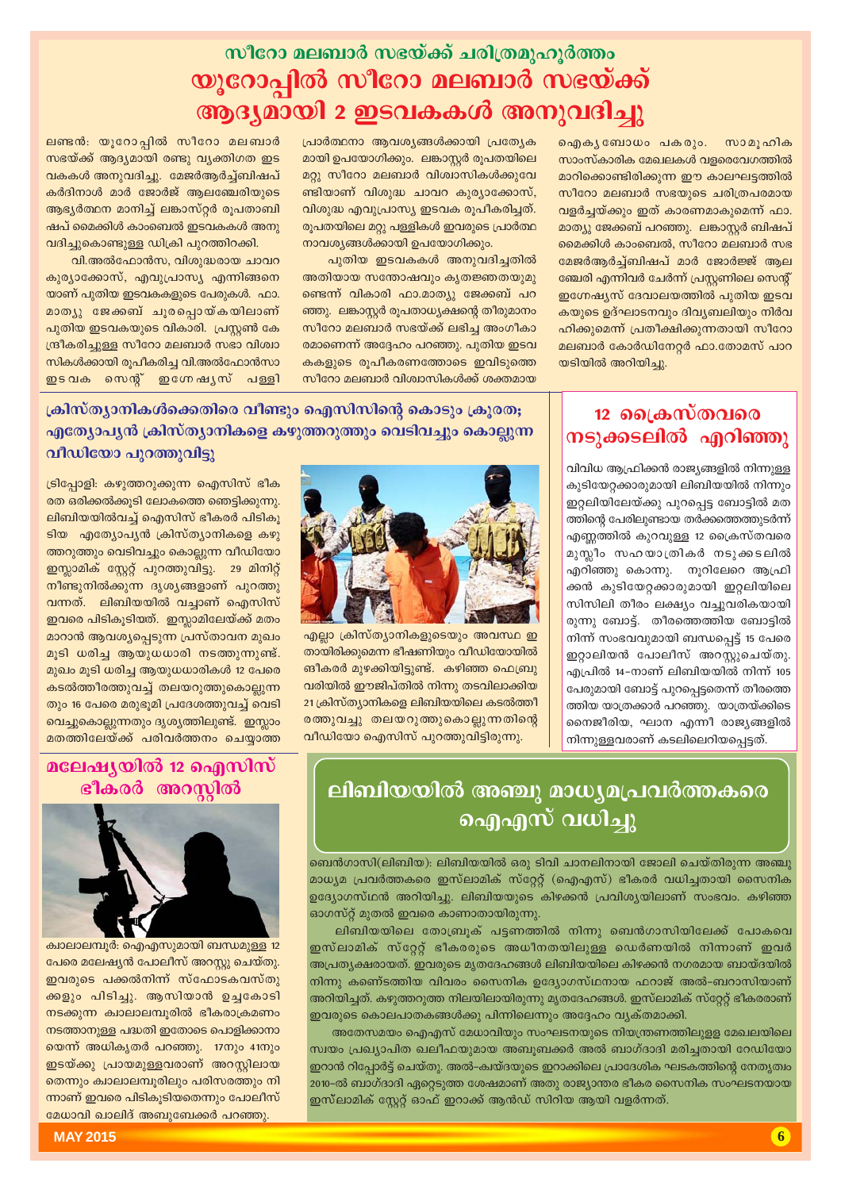## സീറോ മലബാർ സഭയ്ക്ക് ചരിത്രമുഹൂർത്തം

# യൂറോപ്പിൽ സീറോ മലബാർ സഭയ്ക്ക് ആദ്യമായി 2 ഇടവകകൾ അനുവദിച്ചു

ലണ്ടൻ: യൂറോപ്പിൽ സീറോ മലബാർ സഭയ്ക്ക് ആദ്യമായി രണ്ടു വ്യക്തിഗത ഇടവകകൾ അനുവദിച്ചു. മേജർആർച്ച്ബിഷപ്പ് കർദിനാൾ മാർ ജോർജ് ആലഞ്ചേരിയുടെ ആഭ്യർത്ഥന മാനിച്ച് ലങ്കാസ്റ്റർ രൂപതാബിഷപ് മൈക്കിൾ കാംബെൽ ഇടവകകൾ അനുവദിച്ചുകൊണ്ടുള്ള ഡിക്രി പുറത്തിറക്കി.

വി.അൽഫോൻസ, വിശുദ്ധരായ ചാവറ കുര്യാക്കോസ്, എവുപ്രാസ്യ എന്നിങ്ങനെയാണ് പുതിയ ഇടവകകളുടെ പേരുകൾ. ഫാ. മാത്യു ജേക്കബ് ചൂരപ്പൊയ്കയിലാണ് പുതിയ ഇടവകയുടെ വികാരി. പ്രസ്റ്റൺ കേന്ദ്രീകരിച്ചുള്ള സീറോ മലബാർ സഭാ വിശ്വാസികൾക്കായി രൂപീകരിച്ച വി.അൽഫോൻസാ ഇടവക സെന്റ് ഇഗ്നേഷ്യസ് പള്ളി പ്രാർത്ഥനാ ആവശ്യങ്ങൾക്കായി പ്രത്യേകമായി ഉപയോഗിക്കും. ലങ്കാസ്റ്റർ രൂപതയിലെ മറ്റു സീറോ മലബാർ വിശ്വാസികൾക്കുവേണ്ടിയാണ് വിശുദ്ധ ചാവറ കുര്യാക്കോസ്, വിശുദ്ധ എവുപ്രാസ്യ ഇടവക രൂപീകരിച്ചത്. രൂപതയിലെ മറ്റു പള്ളികൾ ഇവരുടെ പ്രാർത്ഥനാവശ്യങ്ങൾക്കായി ഉപയോഗിക്കും.

പുതിയ ഇടവകകൾ അനുവദിച്ചതിൽ അതിയായ സന്തോഷവും കൃതജ്ഞതയുമുണ്ടെന്ന് വികാരി ഫാ.മാത്യു ജേക്കബ് പറഞ്ഞു. ലങ്കാസ്റ്റർ രൂപതാധ്യക്ഷന്റെ തീരുമാനം സീറോ മലബാർ സഭയ്ക്ക് ലഭിച്ച അംഗീകാരമാണെന്ന് അദ്ദേഹം പറഞ്ഞു. പുതിയ ഇടവകകളുടെ രൂപീകരണത്തോടെ ഇവിടുത്തെ സീറോ മലബാർ വിശ്വാസികൾക്ക് ശക്തമായ ഐക്യബോധം പകരും. സാമൂഹിക സാംസ്കാരിക മേഖലകൾ വളരെവേഗത്തിൽ മാറിക്കൊണ്ടിരിക്കുന്ന ഈ കാലഘട്ടത്തിൽ സീറോ മലബാർ സഭയുടെ ചരിത്രപരമായ വളർച്ചയ്ക്കും ഇത് കാരണമാകുമെന്ന് ഫാ. മാത്യു ജേക്കബ് പറഞ്ഞു. ലങ്കാസ്റ്റർ ബിഷപ് മൈക്കിൾ കാംബെൽ, സീറോ മലബാർ സഭ മേജർആർച്ച്ബിഷപ്പ് മാർ ജോർജ്ജ് ആലഞ്ചേരി എന്നിവർ ചേർന്ന് പ്രസ്റ്റണിലെ സെന്റ് ഇഗ്നേഷ്യസ് ദേവാലയത്തിൽ പുതിയ ഇടവകയുടെ ഉദ്ഘാടനവും ദിവ്യബലിയും നിർവഹിക്കുമെന്ന് പ്രതീക്ഷിക്കുന്നതായി സീറോ മലബാർ കോർഡിനേറ്റർ ഫാ.തോമസ് പാറയടിയിൽ അറിയിച്ചു.

## ക്രിസ്ത്യാനികൾക്കെതിരെ വീണ്ടും ഐസിസിന്റെ കൊടും ക്രൂരത; എത്യോപ്യൻ ക്രിസ്ത്യാനികളെ കഴുത്തറുത്തും വെടിവച്ചും കൊല്ലുന്ന വീഡിയോ പുറത്തുവിട്ടു

ട്രിപ്പോളി: കഴുത്തറുക്കുന്ന ഐസിസ് ഭീകരത ഒരിക്കൽക്കൂടി ലോകത്തെ ഞെട്ടിക്കുന്നു. ലിബിയയിൽവച്ച് ഐസിസ് ഭീകരർ പിടികൂടിയ എത്യോപ്യൻ ക്രിസ്ത്യാനികളെ കഴുത്തറുത്തും വെടിവച്ചും കൊല്ലുന്ന വീഡിയോ ഇസ്ലാമിക് സ്റ്റേറ്റ് പുറത്തുവിട്ടു. 29 മിനിറ്റ് നീണ്ടുനിൽക്കുന്ന ദൃശ്യങ്ങളാണ് പുറത്തുവന്നത്. ലിബിയയിൽ വച്ചാണ് ഐസിസ് ഇവരെ പിടികൂടിയത്. ഇസ്ലാമിലേയ്ക്ക് മതം മാറാൻ ആവശ്യപ്പെടുന്ന പ്രസ്താവന മുഖംമൂടി ധരിച്ച ആയുധധാരി നടത്തുന്നുണ്ട്. മുഖം മൂടി ധരിച്ച ആയുധധാരികൾ 12 പേരെ കടൽത്തീരത്തുവച്ച് തലയറുത്തുകൊല്ലുന്നതും 16 പേരെ മരുഭൂമി പ്രദേശത്തുവച്ച് വെടിവെച്ചുകൊല്ലുന്നതും ദൃശ്യത്തിലുണ്ട്. ഇസ്ലാം മതത്തിലേയ്ക്ക് പരിവർത്തനം ചെയ്യാത്ത എല്ലാ ക്രിസ്ത്യാനികളുടെയും അവസ്ഥ ഇതായിരിക്കുമെന്ന ഭീഷണിയും വീഡിയോയിൽ ഭീകരർ മുഴക്കിയിട്ടുണ്ട്. കഴിഞ്ഞ ഫെബ്രുവരിയിൽ ഈജിപ്തിൽ നിന്നു തടവിലാക്കിയ 21 ക്രിസ്ത്യാനികളെ ലിബിയയിലെ കടൽത്തീരത്തുവച്ചു തലയറുത്തുകൊല്ലുന്നതിന്റെ വീഡിയോ ഐസിസ് പുറത്തുവിട്ടിരുന്നു.

## 12 ക്രൈസ്തവരെ നടുക്കടലിൽ എറിഞ്ഞു

വിവിധ ആഫ്രിക്കൻ രാജ്യങ്ങളിൽ നിന്നുള്ള കുടിയേറ്റക്കാരുമായി ലിബിയയിൽ നിന്നും ഇറ്റലിയിലേയ്ക്കു പുറപ്പെട്ട ബോട്ടിൽ മതത്തിന്റെ പേരിലുണ്ടായ തർക്കത്തെത്തുടർന്ന് എണ്ണത്തിൽ കുറവുള്ള 12 ക്രൈസ്തവരെ മുസ്ലീം സഹയാത്രികർ നടുക്കടലിൽ എറിഞ്ഞു കൊന്നു. നൂറിലേറെ ആഫ്രിക്കൻ കുടിയേറ്റക്കാരുമായി ഇറ്റലിയിലെ സിസിലി തീരം ലക്ഷ്യം വച്ചുവരികയായിരുന്നു ബോട്ട്. തീരത്തെത്തിയ ബോട്ടിൽ നിന്ന് സംഭവവുമായി ബന്ധപ്പെട്ട് 15 പേരെ ഇറ്റാലിയൻ പോലീസ് അറസ്റ്റുചെയ്തു. എപ്രിൽ 14–നാണ് ലിബിയയിൽ നിന്ന് 105 പേരുമായി ബോട്ട് പുറപ്പെട്ടതെന്ന് തീരത്തെത്തിയ യാത്രക്കാർ പറഞ്ഞു. യാത്രയ്ക്കിടെ നൈജീരിയ, ഘാന എന്നീ രാജ്യങ്ങളിൽ നിന്നുള്ളവരാണ് കടലിലെറിയപ്പെട്ടത്.

## മലേഷ്യയിൽ 12 ഐസിസ് ഭീകരർ അറസ്റ്റിൽ

കാലാലമ്പൂർ: ഐഎസുമായി ബന്ധമുള്ള 12 പേരെ മലേഷ്യൻ പോലീസ് അറസ്റ്റു ചെയ്തു. ഇവരുടെ പക്കൽനിന്ന് സ്ഫോടകവസ്തുക്കളും പിടിച്ചു. ആസിയാൻ ഉച്ചകോടി നടക്കുന്ന കാലാലമ്പൂരിൽ ഭീകരാക്രമണം നടത്താനുള്ള പദ്ധതി ഇതോടെ പൊളിക്കാനായെന്ന് അധികൃതർ പറഞ്ഞു. 17നും 41നും ഇടയ്ക്കു പ്രായമുള്ളവരാണ് അറസ്റ്റിലായതെന്നും കാലാലമ്പൂരിലും പരിസരത്തും നിന്നാണ് ഇവരെ പിടികൂടിയതെന്നും പോലീസ് മേധാവി ഖാലിദ് അബൂബേക്കർ പറഞ്ഞു.

## ലിബിയയിൽ അഞ്ചു മാധ്യമപ്രവർത്തകരെ ഐഎസ് വധിച്ചു

ബെൻഗാസി(ലിബിയ): ലിബിയയിൽ ഒരു ടിവി ചാനലിനായി ജോലി ചെയ്തിരുന്ന അഞ്ചു മാധ്യമ പ്രവർത്തകരെ ഇസ്ലാമിക് സ്റ്റേറ്റ് (ഐഎസ്) ഭീകരർ വധിച്ചതായി സൈനിക ഉദ്യോഗസ്ഥൻ അറിയിച്ചു. ലിബിയയുടെ കിഴക്കൻ പ്രവിശ്യയിലാണ് സംഭവം. കഴിഞ്ഞ ഓഗസ്റ്റ് മുതൽ ഇവരെ കാണാതായിരുന്നു.

ലിബിയയിലെ തോബ്രൂക് പട്ടണത്തിൽ നിന്നു ബെൻഗാസിയിലേക്ക് പോകവെ ഇസ്ലാമിക് സ്റ്റേറ്റ് ഭീകരരുടെ അധീനതയിലുള്ള ഡെർണയിൽ നിന്നാണ് ഇവർ അപ്രത്യക്ഷരായത്. ഇവരുടെ മൃതദേഹങ്ങൾ ലിബിയയിലെ കിഴക്കൻ നഗരമായ ബായ്ദയിൽ നിന്നു കണ്ടെത്തിയ വിവരം സൈനിക ഉദ്യോഗസ്ഥനായ ഫറാജ് അൽ–ബറാസിയാണ് അറിയിച്ചത്. കഴുത്തറുത്ത നിലയിലായിരുന്നു മൃതദേഹങ്ങൾ. ഇസ്ലാമിക് സ്റ്റേറ്റ് ഭീകരരാണ് ഇവരുടെ കൊലപാതകങ്ങൾക്കു പിന്നിലെന്നും അദ്ദേഹം വ്യക്തമാക്കി.

അതേസമയം ഐഎസ് മേധാവിയും സംഘടനയുടെ നിയന്ത്രണത്തിലുള്ള മേഖലയിലെ സ്വയം പ്രഖ്യാപിത ഖലീഫയുമായ അബൂബക്കർ അൽ ബാഗ്ദാദി മരിച്ചതായി റേഡിയോ ഇറാൻ റിപ്പോർട്ട് ചെയ്തു. അൽ–ഖ്വയ്ദയുടെ ഇറാക്കിലെ പ്രാദേശിക ഘടകത്തിന്റെ നേതൃത്വം 2010–ൽ ബാഗ്ദാദി ഏറ്റെടുത്ത ശേഷമാണ് അതു രാജ്യാന്തര ഭീകര സൈനിക സംഘടനയായ ഇസ്ലാമിക് സ്റ്റേറ്റ് ഓഫ് ഇറാക്ക് ആൻഡ് സിറിയ ആയി വളർന്നത്.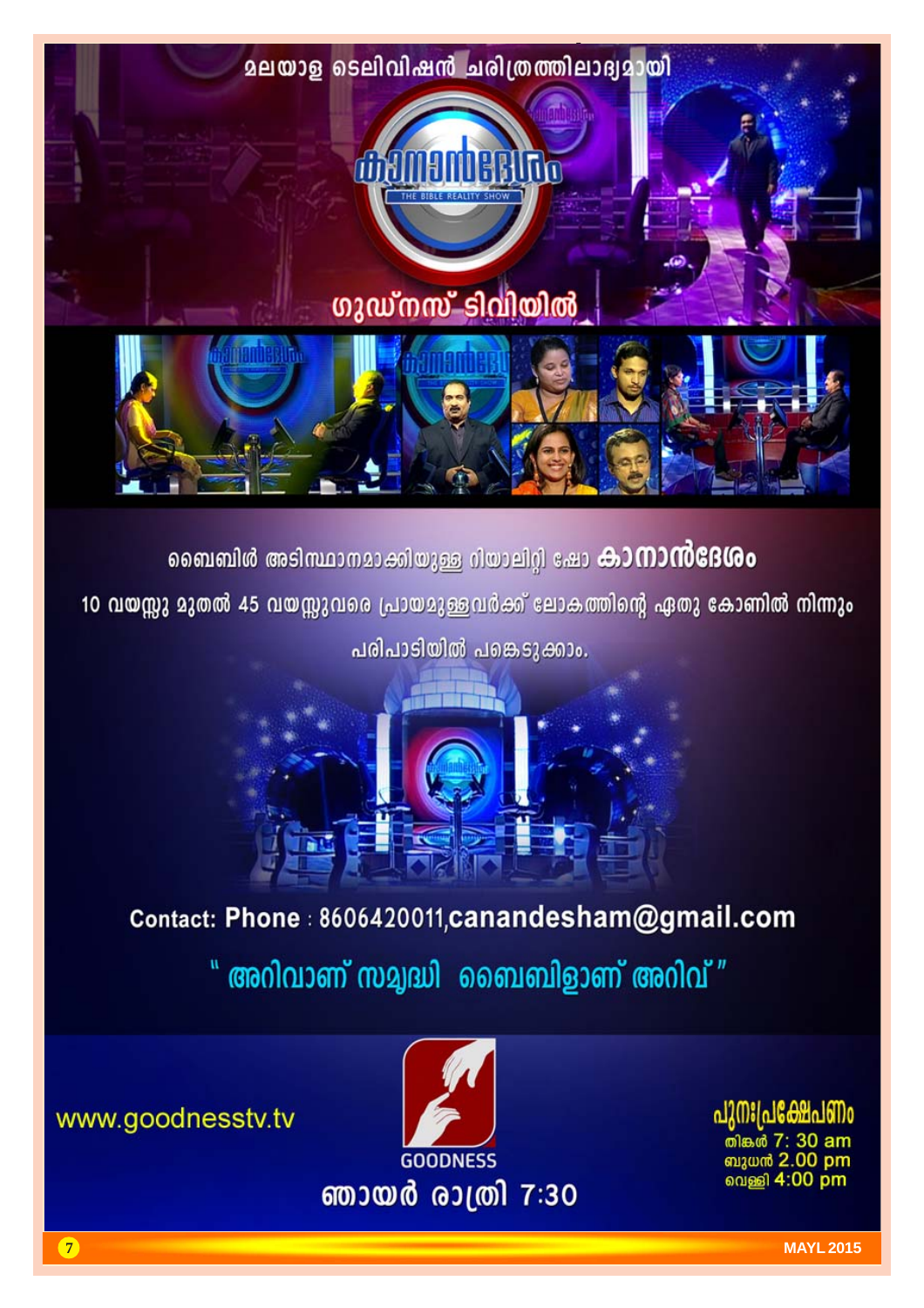മലയാള ടെലിവിഷൻ ചരിത്രത്തിലാദ്യമായി

# കാനാൻദേശം

THE BIBLE REALITY SHOW

ഗുഡ്നസ് ടിവിയിൽ

ബൈബിൾ അടിസ്ഥാനമാക്കിയുള്ള റിയാലിറ്റി ഷോ **കാനാൻദേശം**

10 വയസ്സു മുതൽ 45 വയസ്സുവരെ പ്രായമുള്ളവർക്ക് ലോകത്തിന്റെ ഏതു കോണിൽ നിന്നും പരിപാടിയിൽ പങ്കെടുക്കാം.

Contact: **Phone** : 8606420011,**canandesham@gmail.com**

" അറിവാണ് സമൃദ്ധി ബൈബിളാണ് അറിവ് "

www.goodnesstv.tv

GOODNESS

ഞായർ രാത്രി 7:30

**പുനഃപ്രക്ഷേപണം**

തിങ്കൾ 7: 30 am
ബുധൻ 2.00 pm
വെള്ളി 4:00 pm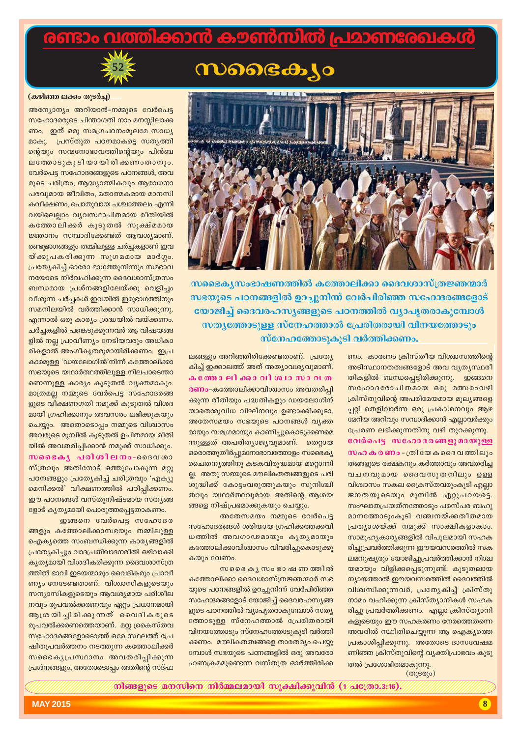# രണ്ടാം വത്തിക്കാൻ കൗൺസിൽ പ്രമാണരേഖകൾ

52

## സഭൈക്യം

(കഴിഞ്ഞ ലക്കം തുടർച്ച)

അന്യോന്യം അറിയാൻ-നമ്മുടെ വേർപെട്ട സഹോദരരുടെ ചിന്താഗതി നാം മനസ്സിലാക്കണം. ഇത് ഒരു സമഗ്രപഠനംമൂലമേ സാധ്യമാകൂ. പ്രസ്തുത പഠനമാകട്ടെ സത്യത്തിന്റെയും സന്മനോഭാവത്തിന്റെയും പിൻബലത്തോടുകൂടിയായിരിക്കണംതാനും. വേർപെട്ട സഹോദരങ്ങളുടെ പഠനങ്ങൾ, അവരുടെ ചരിത്രം, ആദ്ധ്യാത്മികവും ആരാധനാപരവുമായ ജീവിതം, മതാത്മകമായ മാനസികവീക്ഷണം, പൊതുവായ പശ്ചാത്തലം എന്നിവയിലെല്ലാം വ്യവസ്ഥാപിതമായ രീതിയിൽ കത്തോലിക്കർ കൂടുതൽ സൂക്ഷ്മമായ ജ്ഞാനം സമ്പാദിക്കേണ്ടത് ആവശ്യമാണ്. രണ്ടുഭാഗങ്ങളും തമ്മിലുള്ള ചർച്ചകളാണ് ഇവയ്ക്കുപകരിക്കുന്ന സുഗമമായ മാർഗ്ഗം. പ്രത്യേകിച്ച് ഓരോ ഭാഗത്തുനിന്നും സമഭാവനയോടെ നിർവഹിക്കുന്ന ദൈവശാസ്ത്രസംബന്ധമായ പ്രശ്നങ്ങളിലേയ്ക്കു വെളിച്ചം വീശുന്ന ചർച്ചകൾ ഇവയിൽ ഇരുഭാഗത്തിനും സമനിലയിൽ വർത്തിക്കാൻ സാധിക്കുന്നു. എന്നാൽ ഒരു കാര്യം ശ്രദ്ധയിൽ വയ്ക്കണം. ചർച്ചകളിൽ പങ്കെടുക്കുന്നവർ ആ വിഷയങ്ങളിൽ നല്ല പ്രാവീണ്യം നേടിയവരും അധികാരികളാൽ അംഗീകൃതരുമായിരിക്കണം. ഇപ്രകാരമുള്ള 'ഡയലോഗി'ൽനിന്ന് കത്തോലിക്കാസഭയുടെ യഥാർത്ഥത്തിലുള്ള നിലപാടെന്താണെന്നുള്ള കാര്യം കൂടുതൽ വ്യക്തമാകും. മാത്രമല്ല നമ്മുടെ വേർപെട്ട സഹോദരങ്ങളുടെ വീക്ഷണഗതി നമുക്ക് കൂടുതൽ വിശദമായി ഗ്രഹിക്കാനും അവസരം ലഭിക്കുകയും ചെയ്യും. അതൊടൊപ്പം നമ്മുടെ വിശ്വാസം അവരുടെ മുമ്പിൽ കൂടുതൽ ഉചിതമായ രീതിയിൽ അവതരിപ്പിക്കാൻ നമുക്ക് സാധിക്കും.

**സഭൈക്യ പരിശീലനം**-ദൈവശാസ്ത്രവും അതിനോട് ഒത്തുപോകുന്ന മറ്റു പഠനങ്ങളും പ്രത്യേകിച്ചു ചരിത്രവും 'എക്യുമെനിക്കൽ' വീക്ഷണത്തിൽ പഠിപ്പിക്കണം. ഈ പഠനങ്ങൾ വസ്തുനിഷ്ഠമായ സത്യങ്ങളോട് കൃത്യമായി പൊരുത്തപ്പെട്ടതാകണം.

ഇങ്ങനെ വേർപെട്ട സഹോദരങ്ങളും കത്തോലിക്കാസഭയും തമ്മിലുള്ള ഐക്യത്തെ സംബന്ധിക്കുന്ന കാര്യങ്ങളിൽ പ്രത്യേകിച്ചും വാദപ്രതിവാദനരീതി ഒഴിവാക്കി കൃത്യമായി വിശദീകരിക്കുന്ന ദൈവശാസ്ത്രത്തിൽ ഭാവി ഇടയന്മാരും വൈദികരും പ്രാവീണ്യം നേടേണ്ടതാണ്. വിശ്വാസികളുടെയും സന്യാസികളുടെയും ആവശ്യമായ പരിശീലനവും രൂപവൽക്കരണവും ഏറ്റം പ്രധാനമായി ആശ്രയിച്ചിരിക്കുന്നത് വൈദികരുടെ രൂപവൽക്കരണത്തെയാണ്. മറ്റു ക്രൈസ്തവ സഹോദരങ്ങളോടൊത്ത് ഒരേ സ്ഥലത്ത് പ്രേഷിതപ്രവർത്തനം നടത്തുന്ന കത്തോലിക്കർ സഭൈക്യപ്രസ്ഥാനം അവതരിപ്പിക്കുന്ന പ്രശ്നങ്ങളും, അതോടൊപ്പം അതിന്റെ സദ്ഫലങ്ങളും അറിഞ്ഞിരിക്കേണ്ടതാണ്. പ്രത്യേകിച്ച് ഇക്കാലത്ത് അത് അത്യാവശ്യവുമാണ്.

**കത്തോലിക്കാവിശ്വാസാവതരണം**-കത്തോലിക്കാവിശ്വാസം അവതരിപ്പിക്കുന്ന രീതിയും പദ്ധതികളും ഡയലോഗിന് യാതൊരുവിധ വിഘ്നവും ഉണ്ടാക്കിക്കൂടാ. അതേസമയം സഭയുടെ പഠനങ്ങൾ വ്യക്തമായും സമഗ്രമായും കാണിച്ചുകൊടുക്കണമെന്നുള്ളത് അപരിത്യാജ്യവുമാണ്. തെറ്റായ ഒരൊത്തുതീർപ്പുമനോഭാവത്തോളം സഭൈക്യചൈതന്യത്തിനു കടകവിരുദ്ധമായ മറ്റൊന്നില്ല. അതു സഭയുടെ മൗലികതത്വങ്ങളുടെ പരിശുദ്ധിക്ക് കോട്ടംവരുത്തുകയും സുനിശ്ചിതവും യഥാർത്ഥവുമായ അതിന്റെ ആശയങ്ങളെ നിഷ്പ്രഭമാക്കുകയും ചെയ്യും.

അതേസമയം നമ്മുടെ വേർപെട്ട സഹോദരങ്ങൾ ശരിയായ ഗ്രഹിക്കത്തക്കവിധത്തിൽ അവഗാഢമായും കൃത്യമായും കത്തോലിക്കാവിശ്വാസം വിവരിച്ചുകൊടുക്കുകയും വേണം.

സഭൈക്യസംഭാഷണത്തിൽ കത്തോലിക്കാ ദൈവശാസ്ത്രജ്ഞന്മാർ സഭയുടെ പഠനങ്ങളിൽ ഉറച്ചുനിന്ന് വേർപിരിഞ്ഞ സഹോദരങ്ങളോട് യോജിച്ച് ദൈവരഹസ്യങ്ങളുടെ പഠനത്തിൽ വ്യാപൃതരാകുമ്പോൾ സത്യത്തോടുള്ള സ്നേഹത്താൽ പ്രേരിതരായി വിനയത്തോടും സ്നേഹത്തോടുംകൂടി വർത്തിക്കണം. മൗലികതത്വങ്ങളെ താരതമ്യം ചെയ്യുമ്പോൾ സഭയുടെ പഠനങ്ങളിൽ ഒരു അവരോഹണക്രമമുണ്ടെന്ന വസ്തുത ഓർത്തിരിക്കണം. കാരണം ക്രിസ്തീയ വിശ്വാസത്തിന്റെ അടിസ്ഥാനതത്വങ്ങളോട് അവ വ്യത്യസ്തരീതികളിൽ ബന്ധപ്പെട്ടിരിക്കുന്നു. ഇങ്ങനെ സഹോദരോചിതമായ ഒരു മത്സരംവഴി ക്രിസ്തുവിന്റെ അപരിമേയമായ മൂല്യങ്ങളെപ്പറ്റി തെളിവാർന്ന ഒരു പ്രകാശനവും ആഴമേറിയ അറിവും സമ്പാദിക്കാൻ എല്ലാവർക്കും പ്രേരണ ലഭിക്കുന്നതിനു വഴി തുറക്കുന്നു.

**വേർപെട്ട സഹോദരങ്ങളുമായുള്ള സഹകരണം**-ത്രിയേകദൈവത്തിലും തങ്ങളുടെ രക്ഷകനും കർത്താവും അവതരിച്ച വചനവുമായ ദൈവസുതനിലും ഉള്ള വിശ്വാസം സകല ക്രൈസ്തവരുംകൂടി എല്ലാ ജനതയുടെയും മുമ്പിൽ ഏറ്റുപറയട്ടെ. സംഘാതപ്രയത്നത്തോടും പരസ്പര ബഹുമാനത്തോടുംകൂടി വഞ്ചനയ്ക്കതീതമായ പ്രത്യാശയ്ക്ക് നമുക്ക് സാക്ഷികളാകാം. സാമൂഹ്യകാര്യങ്ങളിൽ വിപുലമായി സഹകരിച്ചുപ്രവർത്തിക്കുന്ന ഈയവസരത്തിൽ സകലമനുഷ്യരും യോജിച്ചുപ്രവർത്തിക്കാൻ നിശ്ചയമായും വിളിക്കപ്പെടുന്നുണ്ട്. കൂടുതലായ ന്യായത്താൽ ഈയവസരത്തിൽ ദൈവത്തിൽ വിശ്വസിക്കുന്നവർ, പ്രത്യേകിച്ച് ക്രിസ്തുനാമം വഹിക്കുന്ന ക്രിസ്ത്യാനികൾ സഹകരിച്ചു പ്രവർത്തിക്കണം. എല്ലാ ക്രിസ്ത്യാനികളുടെയും ഈ സഹകരണം നേരത്തെതന്നെ അവരിൽ സ്ഥിതിചെയ്യുന്ന ആ ഐക്യത്തെ പ്രകാശിപ്പിക്കുന്നു. അതോടെ ദാസവേഷമണിഞ്ഞ ക്രിസ്തുവിന്റെ വ്യക്തിപ്രാഭവം കൂടുതൽ പ്രശോഭിതമാകുന്നു.

(തുടരും)

**സഭൈക്യസംഭാഷണത്തിൽ കത്തോലിക്കാ ദൈവശാസ്ത്രജ്ഞന്മാർ സഭയുടെ പഠനങ്ങളിൽ ഉറച്ചുനിന്ന് വേർപിരിഞ്ഞ സഹോദരങ്ങളോട് യോജിച്ച് ദൈവരഹസ്യങ്ങളുടെ പഠനത്തിൽ വ്യാപൃതരാകുമ്പോൾ സത്യത്തോടുള്ള സ്നേഹത്താൽ പ്രേരിതരായി വിനയത്തോടും സ്നേഹത്തോടുംകൂടി വർത്തിക്കണം.**

നിങ്ങളുടെ മനസിനെ നിർമ്മലമായി സൂക്ഷിക്കുവിൻ (1 പത്രോ.3:16).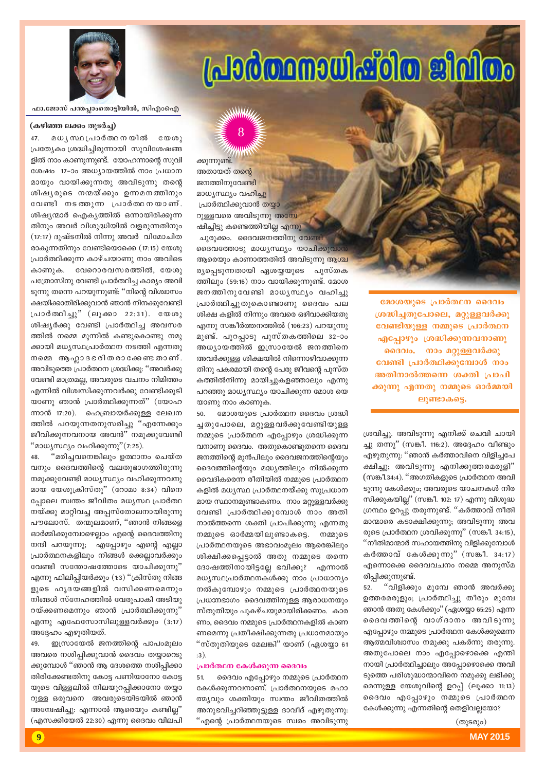# പ്രാർത്ഥനാധിഷ്ഠിത ജീവിതം

ഫാ.ജോസ് പന്തപ്ലാംതൊട്ടിയിൽ, സിഎംഐ

8

**(കഴിഞ്ഞ ലക്കം തുടർച്ച)**

47. മധ്യസ്ഥപ്രാർത്ഥനയിൽ യേശു പ്രത്യേകം ശ്രദ്ധിച്ചിരുന്നതായി സുവിശേഷങ്ങളിൽ നാം കാണുന്നുണ്ട്. യോഹന്നാന്റെ സുവിശേഷം 17-ാം അധ്യായത്തിൽ നാം പ്രധാനമായും വായിക്കുന്നതു അവിടുന്നു തന്റെ ശിഷ്യരുടെ നന്മയ്ക്കും ഉന്നമനത്തിനും വേണ്ടി നടത്തുന്ന പ്രാർത്ഥനയാണ്. ശിഷ്യന്മാർ ഐക്യത്തിൽ ഒന്നായിരിക്കുന്നതിനും അവർ വിശുദ്ധിയിൽ വളരുന്നതിനും (17:17) ദുഷ്ടനിൽ നിന്നു അവർ വിമോചിതരാകുന്നതിനും വേണ്ടിയൊക്കെ (17:15) യേശു പ്രാർത്ഥിക്കുന്ന കാഴ്ചയാണു നാം അവിടെ കാണുക. വേറൊരവസരത്തിൽ, യേശു പത്രോസിനു വേണ്ടി പ്രാർത്ഥിച്ച കാര്യം അവിടുന്നു തന്നെ പറയുന്നുണ്ട്: "നിന്റെ വിശ്വാസം ക്ഷയിക്കാതിരിക്കുവാൻ ഞാൻ നിനക്കുവേണ്ടി പ്രാർത്ഥിച്ചു" (ലൂക്കാ 22:31). യേശു ശിഷ്യർക്കു വേണ്ടി പ്രാർത്ഥിച്ച അവസരത്തിൽ നമ്മെ മുന്നിൽ കണ്ടുകൊണ്ടു നമുക്കായി മധ്യസ്ഥപ്രാർത്ഥന നടത്തി എന്നതു നമ്മെ ആഹ്ലാദഭരിതരാക്കേണ്ടതാണ്. അവിടുത്തെ പ്രാർത്ഥന ശ്രദ്ധിക്കൂ: "അവർക്കു വേണ്ടി മാത്രമല്ല, അവരുടെ വചനം നിമിത്തം എന്നിൽ വിശ്വസിക്കുന്നവർക്കു വേണ്ടിക്കൂടിയാണു ഞാൻ പ്രാർത്ഥിക്കുന്നത്" (യോഹന്നാൻ 17:20). ഹെബ്രായർക്കുള്ള ലേഖനത്തിൽ പറയുന്നതനുസരിച്ചു "എന്നേക്കും ജീവിക്കുന്നവനായ അവൻ" നമുക്കുവേണ്ടി "മാധ്യസ്ഥ്യം വഹിക്കുന്നു"(7:25).

48. "മരിച്ചവനെങ്കിലും ഉത്ഥാനം ചെയ്തവനും ദൈവത്തിന്റെ വലതുഭാഗത്തിരുന്നു നമുക്കുവേണ്ടി മാധ്യസ്ഥ്യം വഹിക്കുന്നവനുമായ യേശുക്രിസ്തു" (റോമാ 8:34) വിനെപ്പോലെ സ്വന്തം ജീവിതം മധ്യസ്ഥ പ്രാർത്ഥനയ്ക്കു മാറ്റിവച്ച അപ്പസ്തോലനായിരുന്നു പൗലോസ്. തന്മൂലമാണ്, "ഞാൻ നിങ്ങളെ ഓർമ്മിക്കുമ്പോഴെല്ലാം എന്റെ ദൈവത്തിനു നന്ദി പറയുന്നു; എപ്പോഴും എന്റെ എല്ലാ പ്രാർത്ഥനകളിലും നിങ്ങൾ ക്കെല്ലാവർക്കും വേണ്ടി സന്തോഷത്തോടെ യാചിക്കുന്നു" എന്നു ഫിലിപ്പിയർക്കും (1:3) "ക്രിസ്തു നിങ്ങളുടെ ഹൃദയങ്ങളിൽ വസിക്കണമെന്നും നിങ്ങൾ സ്നേഹത്തിൽ വേരുപാകി അടിയുറയ്ക്കണമെന്നും ഞാൻ പ്രാർത്ഥിക്കുന്നു" എന്നു എഫേസോസിലുള്ളവർക്കും (3:17) അദ്ദേഹം എഴുതിയത്.

49. ഇസ്രായേൽ ജനത്തിന്റെ പാപംമൂലം അവരെ നശിപ്പിക്കുവാൻ ദൈവം തയ്യാറെടുക്കുമ്പോൾ "ഞാൻ ആ ദേശത്തെ നശിപ്പിക്കാതിരിക്കേണ്ടതിനു കോട്ട പണിയാനോ കോട്ടയുടെ വിള്ളലിൽ നിലയുറപ്പിക്കാനോ തയ്യാറുള്ള ഒരുവനെ അവരുടെയിടയിൽ ഞാൻ അന്വേഷിച്ചു: എന്നാൽ ആരെയും കണ്ടില്ല" (എസക്കിയേൽ 22:30) എന്നു ദൈവം വിലപിക്കുന്നുണ്ട്. അതായത് തന്റെ ജനത്തിനുവേണ്ടി മാധ്യസ്ഥ്യം വഹിച്ചു പ്രാർത്ഥിക്കുവാൻ തയ്യാറുള്ളവരെ അവിടുന്നു അന്വേഷിച്ചിട്ടു കണ്ടെത്തിയില്ല എന്നു ചുരുക്കം. ദൈവജനത്തിനു വേണ്ടി ദൈവത്തോടു മാധ്യസ്ഥ്യം യാചിക്കുവാൻ ആരെയും കാണാത്തതിൽ അവിടുന്നു ആശ്ചര്യപ്പെടുന്നതായി ഏശയ്യയുടെ പുസ്തകത്തിലും (59:16) നാം വായിക്കുന്നുണ്ട്. മോശ ജനത്തിനുവേണ്ടി മാധ്യസ്ഥ്യം വഹിച്ചു പ്രാർത്ഥിച്ചതുകൊണ്ടാണു ദൈവം പല ശിക്ഷ കളിൽ നിന്നും അവരെ ഒഴിവാക്കിയതു എന്നു സങ്കീർത്തനത്തിൽ (106:23) പറയുന്നുമുണ്ട്. പുറപ്പാടു പുസ്തകത്തിലെ 32-ാം അധ്യായത്തിൽ ഇസ്രായേൽ ജനത്തിനെ അവർക്കുള്ള ശിക്ഷയിൽ നിന്നൊഴിവാക്കുന്നതിനു പകരമായി തന്റെ പേരു ജീവന്റെ പുസ്തകത്തിൽനിന്നു മായിച്ചുകളഞ്ഞാലും എന്നു പറഞ്ഞു മാധ്യസ്ഥ്യം യാചിക്കുന്ന മോശയെയാണു നാം കാണുക.

50. മോശയുടെ പ്രാർത്ഥന ദൈവം ശ്രദ്ധിച്ചതുപോലെ, മറ്റുള്ളവർക്കുവേണ്ടിയുള്ള നമ്മുടെ പ്രാർത്ഥന എപ്പോഴും ശ്രദ്ധിക്കുന്നവനാണു ദൈവം. അതുകൊണ്ടുതന്നെ ദൈവജനത്തിന്റെ മുൻപിലും ദൈവജനത്തിന്റെയും ദൈവത്തിന്റെയും മദ്ധ്യത്തിലും നിൽക്കുന്ന വൈദികരെന്ന രീതിയിൽ നമ്മുടെ പ്രാർത്ഥനകളിൽ മധ്യസ്ഥ പ്രാർത്ഥനയ്ക്കു സുപ്രധാനമായ സ്ഥാനമുണ്ടാകണം. നാം മറ്റുള്ളവർക്കു വേണ്ടി പ്രാർത്ഥിക്കുമ്പോൾ നാം അതിനാൽത്തന്നെ ശക്തി പ്രാപിക്കുന്നു എന്നതു നമ്മുടെ ഓർമ്മയിലുണ്ടാകട്ടെ. നമ്മുടെ പ്രാർത്ഥനയുടെ അഭാവംമൂലം ആരെങ്കിലും ശിക്ഷിക്കപ്പെട്ടാൽ അതു നമ്മുടെ തന്നെ ദോഷത്തിനായിട്ടല്ലേ ഭവിക്കൂ? എന്നാൽ മധ്യസ്ഥപ്രാർത്ഥനകൾക്കു നാം പ്രാധാന്യം നൽകുമ്പോഴും നമ്മുടെ പ്രാർത്ഥനയുടെ പ്രധാനഭാഗം ദൈവത്തിനുള്ള ആരാധനയും സ്തുതിയും പുകഴ്ചയുമായിരിക്കണം. കാരണം, ദൈവം നമ്മുടെ പ്രാർത്ഥനകളിൽ കാണണമെന്നു പ്രതീക്ഷിക്കുന്നതു പ്രധാനമായും "സ്തുതിയുടെ മേലങ്കി" യാണ് (ഏശയ്യാ 61 :3).

> മോശയുടെ പ്രാർത്ഥന ദൈവം ശ്രദ്ധിച്ചതുപോലെ, മറ്റുള്ളവർക്കു വേണ്ടിയുള്ള നമ്മുടെ പ്രാർത്ഥന എപ്പോഴും ശ്രദ്ധിക്കുന്നവനാണു ദൈവം. നാം മറ്റുള്ളവർക്കു വേണ്ടി പ്രാർത്ഥിക്കുമ്പോൾ നാം അതിനാൽത്തന്നെ ശക്തി പ്രാപിക്കുന്നു എന്നതു നമ്മുടെ ഓർമ്മയിലുണ്ടാകട്ടെ.

### പ്രാർത്ഥന കേൾക്കുന്ന ദൈവം

51. ദൈവം എപ്പോഴും നമ്മുടെ പ്രാർത്ഥന കേൾക്കുന്നവനാണ്. പ്രാർത്ഥനയുടെ മഹാത്മ്യവും ശക്തിയും സ്വന്തം ജീവിതത്തിൽ അനുഭവിച്ചറിഞ്ഞിട്ടുള്ള ദാവീദ് എഴുതുന്നു: "എന്റെ പ്രാർത്ഥനയുടെ സ്വരം അവിടുന്നു ശ്രവിച്ചു. അവിടുന്നു എനിക്ക് ചെവി ചായിച്ചു തന്നു" (സങ്കീ. 116:2). അദ്ദേഹം വീണ്ടും എഴുതുന്നു: "ഞാൻ കർത്താവിനെ വിളിച്ചപേക്ഷിച്ചു; അവിടുന്നു എനിക്കുത്തരമരുളി" (സങ്കീ.34:4). "അഗതികളുടെ പ്രാർത്ഥന അവിടുന്നു കേൾക്കും; അവരുടെ യാചനകൾ നിരസിക്കുകയില്ല" (സങ്കീ. 102: 17) എന്നു വിശുദ്ധഗ്രന്ഥം ഉറപ്പു തരുന്നുണ്ട്. "കർത്താവ് നീതിമാന്മാരെ കടാക്ഷിക്കുന്നു; അവിടുന്നു അവരുടെ പ്രാർത്ഥന ശ്രവിക്കുന്നു" (സങ്കീ. 34:15), "നീതിമാന്മാർ സഹായത്തിനു വിളിക്കുമ്പോൾ കർത്താവ് കേൾക്കുന്നു" (സങ്കീ. 34:17) എന്നൊക്കെ ദൈവവചനം നമ്മെ അനുസ്മരിപ്പിക്കുന്നുണ്ട്.

52. "വിളിക്കും മുമ്പേ ഞാൻ അവർക്കു ഉത്തരമരുളും; പ്രാർത്ഥിച്ചു തീരും മുമ്പേ ഞാൻ അതു കേൾക്കും" (ഏശയ്യാ 65:25) എന്ന ദൈവത്തിന്റെ വാഗ്ദാനം അവിടുന്നു എപ്പോഴും നമ്മുടെ പ്രാർത്ഥന കേൾക്കുമെന്ന ആത്മവിശ്വാസം നമുക്കു പകർന്നു തരുന്നു. അതുപോലെ നാം എപ്പോഴൊക്കെ എന്തിനായി പ്രാർത്ഥിച്ചാലും അപ്പോഴൊക്കെ അവിടുത്തെ പരിശുദ്ധാത്മാവിനെ നമുക്കു ലഭിക്കുമെന്നുള്ള യേശുവിന്റെ ഉറപ്പ് (ലൂക്കാ 11:13) ദൈവം എപ്പോഴും നമ്മുടെ പ്രാർത്ഥന കേൾക്കുന്നു എന്നതിന്റെ തെളിവല്ലയോ?

(തുടരും)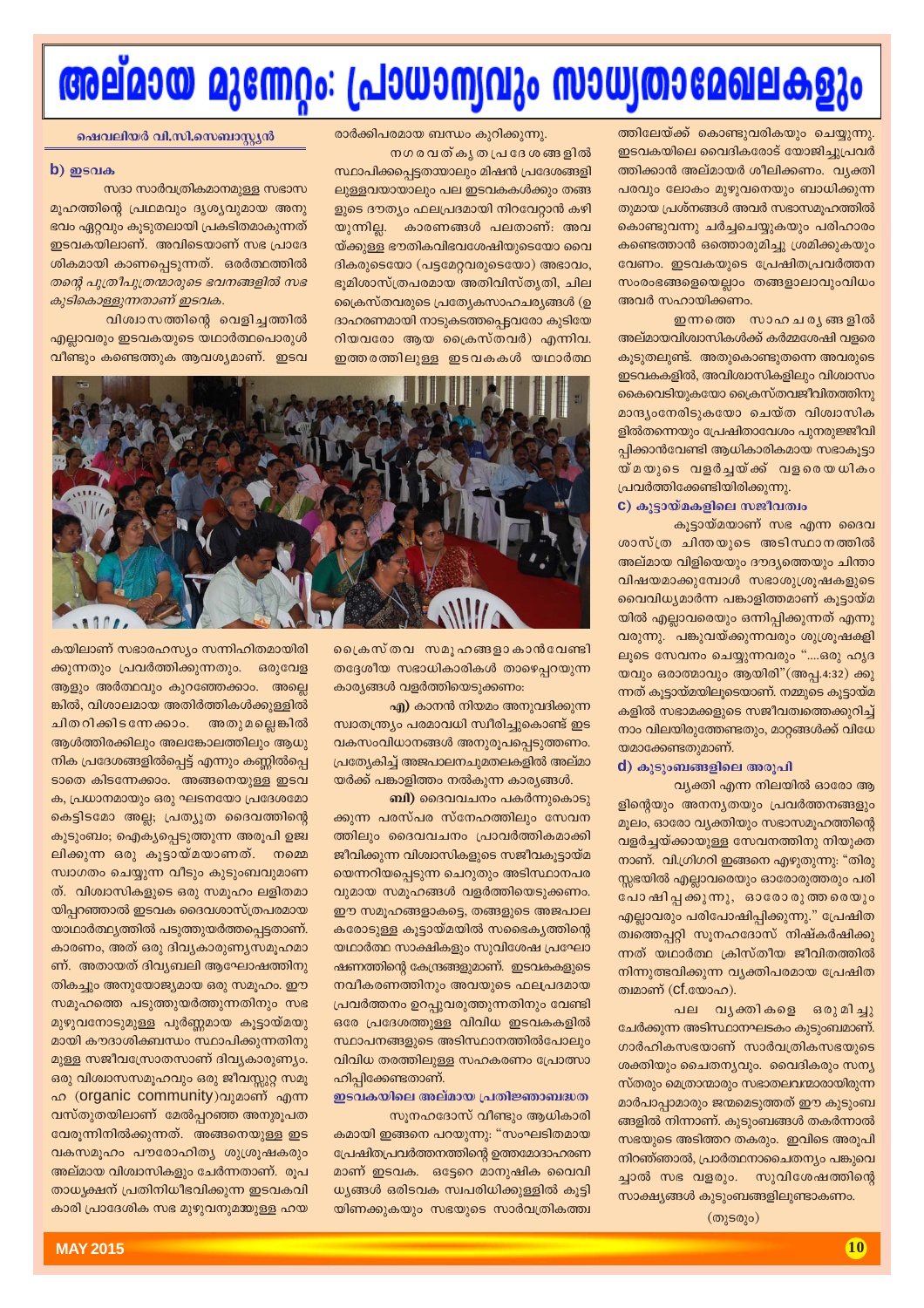# അല്മായ മുന്നേറ്റം: പ്രാധാന്യവും സാധ്യതാമേഖലകളും

ഷെവലിയർ വി.സി.സെബാസ്റ്റ്യൻ

## b) ഇടവക

സദാ സാർവത്രികമാനമുള്ള സഭാസമൂഹത്തിന്റെ പ്രഥമവും ദൃശ്യവുമായ അനുഭവം ഏറ്റവും കൂടുതലായി പ്രകടിതമാകുന്നത് ഇടവകയിലാണ്. അവിടെയാണ് സഭ പ്രാദേശികമായി കാണപ്പെടുന്നത്. ഒരർത്ഥത്തിൽ *തന്റെ പുത്രീപുത്രന്മാരുടെ ഭവനങ്ങളിൽ സഭ കുടികൊള്ളുന്നതാണ് ഇടവക.*

വിശ്വാസത്തിന്റെ വെളിച്ചത്തിൽ എല്ലാവരും ഇടവകയുടെ യഥാർത്ഥപൊരുൾ വീണ്ടും കണ്ടെത്തുക ആവശ്യമാണ്. ഇടവകയിലാണ് സഭാരഹസ്യം സന്നിഹിതമായിരിക്കുന്നതും പ്രവർത്തിക്കുന്നതും. ഒരുവേള ആളും അർത്ഥവും കുറഞ്ഞേക്കാം. അല്ലെങ്കിൽ, വിശാലമായ അതിർത്തികൾക്കുള്ളിൽ ചിതറിക്കിടന്നേക്കാം. അതുമല്ലെങ്കിൽ ആൾത്തിരക്കിലും അലങ്കോലത്തിലും ആധുനിക പ്രദേശങ്ങളിൽപ്പെട്ട് എന്നും കണ്ണിൽപ്പെടാതെ കിടന്നേക്കാം. അങ്ങനെയുള്ള ഇടവക, പ്രധാനമായും ഒരു ഘടനയോ പ്രദേശമോ കെട്ടിടമോ അല്ല; പ്രത്യുത ദൈവത്തിന്റെ കുടുംബം; ഐക്യപ്പെടുത്തുന്ന അരൂപി ഉജ്ജ്വലിക്കുന്ന ഒരു കൂട്ടായ്മയാണത്. നമ്മെ സ്വാഗതം ചെയ്യുന്ന വീടും കുടുംബവുമാണത്. വിശ്വാസികളുടെ ഒരു സമൂഹം ലളിതമായിപ്പറഞ്ഞാൽ ഇടവക ദൈവശാസ്ത്രപരമായ യാഥാർത്ഥ്യത്തിൽ പടുത്തുയർത്തപ്പെട്ടതാണ്. കാരണം, അത് ഒരു ദിവ്യകാരുണ്യസമൂഹമാണ്. അതായത് ദിവ്യബലി ആഘോഷത്തിനു തികച്ചും അനുയോജ്യമായ ഒരു സമൂഹം. ഈ സമൂഹത്തെ പടുത്തുയർത്തുന്നതിനും സഭ മുഴുവനോടുമുള്ള പൂർണ്ണമായ കൂട്ടായ്മയുമായി കൗദാശികബന്ധം സ്ഥാപിക്കുന്നതിനുമുള്ള സജീവസ്രോതസാണ് ദിവ്യകാരുണ്യം. ഒരു വിശ്വാസസമൂഹവും ഒരു ജീവസ്സുറ്റ സമൂഹ (organic community)വുമാണ് എന്ന വസ്തുതയിലാണ് മേൽപ്പറഞ്ഞ അനുരൂപത വേരൂന്നിനിൽക്കുന്നത്. അങ്ങനെയുള്ള ഇടവകസമൂഹം പൗരോഹിത്യ ശുശ്രൂഷകരും അല്മായ വിശ്വാസികളും ചേർന്നതാണ്. രൂപതാധ്യക്ഷന് പ്രതിനിധീഭവിക്കുന്ന ഇടവകവികാരി പ്രാദേശിക സഭ മുഴുവനുമായുള്ള ഹയരാർക്കിപരമായ ബന്ധം കുറിക്കുന്നു.

നഗരവത്കൃതപ്രദേശങ്ങളിൽ സ്ഥാപിക്കപ്പെട്ടതായാലും മിഷൻ പ്രദേശങ്ങളിലുള്ളവയായാലും പല ഇടവകകൾക്കും തങ്ങളുടെ ദൗത്യം ഫലപ്രദമായി നിറവേറ്റാൻ കഴിയുന്നില്ല. കാരണങ്ങൾ പലതാണ്: അവയ്ക്കുള്ള ഭൗതികവിഭവശേഷിയുടെയോ വൈദികരുടെയോ (പട്ടമേറ്റവരുടെയോ) അഭാവം, ഭൂമിശാസ്ത്രപരമായ അതിവിസ്തൃതി, ചില ക്രൈസ്തവരുടെ പ്രത്യേകസാഹചര്യങ്ങൾ (ഉദാഹരണമായി നാടുകടത്തപ്പെട്ടവരോ കുടിയേറിയവരോ ആയ ക്രൈസ്തവർ) എന്നിവ. ഇത്തരത്തിലുള്ള ഇടവകകൾ യഥാർത്ഥ ക്രൈസ്തവ സമൂഹങ്ങളാകാൻവേണ്ടി തദ്ദേശീയ സഭാധികാരികൾ താഴെപ്പറയുന്ന കാര്യങ്ങൾ വളർത്തിയെടുക്കണം:

**എ)** കാനൻ നിയമം അനുവദിക്കുന്ന സ്വാതന്ത്ര്യം പരമാവധി സ്വീകരിച്ചുകൊണ്ട് ഇടവകസംവിധാനങ്ങൾ അനുരൂപപ്പെടുത്തണം. പ്രത്യേകിച്ച് അജപാലനപരമേഖലകളിൽ അല്മായർക്ക് പങ്കാളിത്തം നൽകുന്ന കാര്യങ്ങൾ.

**ബി)** ദൈവവചനം പകർന്നുകൊടുക്കുന്ന പരസ്പര സ്നേഹത്തിലും സേവനത്തിലും ദൈവവചനം പ്രാവർത്തികമാക്കി ജീവിക്കുന്ന വിശ്വാസികളുടെ സജീവകൂട്ടായ്മയെന്നറിയപ്പെടുന്ന ചെറുതും അടിസ്ഥാനപരവുമായ സമൂഹങ്ങൾ വളർത്തിയെടുക്കണം. ഈ സമൂഹങ്ങളാകട്ടെ, തങ്ങളുടെ അജപാലകരോടുള്ള കൂട്ടായ്മയിൽ സഭൈക്യത്തിന്റെ യഥാർത്ഥ സാക്ഷികളും സുവിശേഷ പ്രഘോഷണത്തിന്റെ കേന്ദ്രങ്ങളുമാണ്. ഇടവകകളുടെ നവീകരണത്തിനും അവയുടെ ഫലപ്രദമായ പ്രവർത്തനം ഉറപ്പുവരുത്തുന്നതിനും വേണ്ടി ഒരേ പ്രദേശത്തുള്ള വിവിധ ഇടവകകളിൽ സ്ഥാപനങ്ങളുടെ അടിസ്ഥാനത്തിൽപോലും വിവിധ തരത്തിലുള്ള സഹകരണം പ്രോത്സാഹിപ്പിക്കേണ്ടതാണ്.

### ഇടവകയിലെ അല്മായ പ്രതിജ്ഞാബദ്ധത

സൂനഹദോസ് വീണ്ടും ആധികാരികമായി ഇങ്ങനെ പറയുന്നു: "സംഘടിതമായ പ്രേഷിതപ്രവർത്തനത്തിന്റെ ഉത്തമോദാഹരണമാണ് ഇടവക. ഒട്ടേറെ മാനുഷിക വൈവിധ്യങ്ങൾ ഒരിടവക സ്വപരിധിക്കുള്ളിൽ കൂട്ടിയിണക്കുകയും സഭയുടെ സാർവത്രികത്വത്തിലേയ്ക്ക് കൊണ്ടുവരികയും ചെയ്യുന്നു. ഇടവകയിലെ വൈദികരോട് യോജിച്ചുപ്രവർത്തിക്കാൻ അല്മായർ ശീലിക്കണം. വ്യക്തിപരവും ലോകം മുഴുവനെയും ബാധിക്കുന്നതുമായ പ്രശ്നങ്ങൾ അവർ സഭാസമൂഹത്തിൽ കൊണ്ടുവന്നു ചർച്ചചെയ്യുകയും പരിഹാരം കണ്ടെത്താൻ ഒത്തൊരുമിച്ചു ശ്രമിക്കുകയും വേണം. ഇടവകയുടെ പ്രേഷിതപ്രവർത്തന സംരംഭങ്ങളെയെല്ലാം തങ്ങളാലാവുംവിധം അവർ സഹായിക്കണം.

ഇന്നത്തെ സാഹചര്യങ്ങളിൽ അല്മായവിശ്വാസികൾക്ക് കർമ്മശേഷി വളരെ കൂടുതലുണ്ട്. അതുകൊണ്ടുതന്നെ അവരുടെ ഇടവകകളിൽ, അവിശ്വാസികളിലും വിശ്വാസം കൈവെടിയുകയോ ക്രൈസ്തവജീവിതത്തിനു മാന്ദ്യംനേരിടുകയോ ചെയ്ത വിശ്വാസികളിൽതന്നെയും പ്രേഷിതാവേശം പുനരുജ്ജീവിപ്പിക്കാൻവേണ്ടി ആധികാരികമായ സഭാകൂട്ടായ്മയുടെ വളർച്ചയ്ക്ക് വളരെയധികം പ്രവർത്തിക്കേണ്ടിയിരിക്കുന്നു.

## c) കൂട്ടായ്മകളിലെ സജീവത്വം

കൂട്ടായ്മയാണ് സഭ എന്ന ദൈവശാസ്ത്ര ചിന്തയുടെ അടിസ്ഥാനത്തിൽ അല്മായ വിളിയെയും ദൗത്യത്തെയും ചിന്താവിഷയമാക്കുമ്പോൾ സഭാശുശ്രൂഷകളുടെ വൈവിധ്യമാർന്ന പങ്കാളിത്തമാണ് കൂട്ടായ്മയിൽ എല്ലാവരെയും ഒന്നിപ്പിക്കുന്നത് എന്നു വരുന്നു. പങ്കുവയ്ക്കുന്നവരും ശുശ്രൂഷകളിലൂടെ സേവനം ചെയ്യുന്നവരും "....ഒരു ഹൃദയവും ഒരാത്മാവും ആയിരി"(അപ്പ.4:32) ക്കുന്നത് കൂട്ടായ്മയിലൂടെയാണ്. നമ്മുടെ കൂട്ടായ്മകളിൽ സഭാമക്കളുടെ സജീവത്വത്തെക്കുറിച്ച് നാം വിലയിരുത്തേണ്ടതും, മാറ്റങ്ങൾക്ക് വിധേയമാക്കേണ്ടതുമാണ്.

## d) കുടുംബങ്ങളിലെ അരൂപി

വ്യക്തി എന്ന നിലയിൽ ഓരോ ആളിന്റെയും അനന്യതയും പ്രവർത്തനങ്ങളും മൂലം, ഓരോ വ്യക്തിയും സഭാസമൂഹത്തിന്റെ വളർച്ചയ്ക്കായുള്ള സേവനത്തിനു നിയുക്തനാണ്. വി.ഗ്രിഗറി ഇങ്ങനെ എഴുതുന്നു: "തിരുസ്സഭയിൽ എല്ലാവരെയും ഓരോരുത്തരും പരിപോഷിപ്പിക്കുന്നു, ഓരോരുത്തരെയും എല്ലാവരും പരിപോഷിപ്പിക്കുന്നു." പ്രേഷിതത്വത്തെപ്പറ്റി സൂനഹദോസ് നിഷ്കർഷിക്കുന്നത് യഥാർത്ഥ ക്രിസ്തീയ ജീവിതത്തിൽ നിന്നുത്ഭവിക്കുന്ന വ്യക്തിപരമായ പ്രേഷിതത്വമാണ് (cf.യോഹ).

പല വ്യക്തികളെ ഒരുമിച്ചു ചേർക്കുന്ന അടിസ്ഥാനഘടകം കുടുംബമാണ്. ഗാർഹികസഭയാണ് സാർവത്രികസഭയുടെ ശക്തിയും ചൈതന്യവും. വൈദികരും സന്യസ്തരും മെത്രാന്മാരും സഭാതലവന്മാരായിരുന്ന മാർപാപ്പമാരും ജന്മമെടുത്തത് ഈ കുടുംബങ്ങളിൽ നിന്നാണ്. കുടുംബങ്ങൾ തകർന്നാൽ സഭയുടെ അടിത്തറ തകരും. ഇവിടെ അരൂപി നിറഞ്ഞാൽ, പ്രാർത്ഥനാചൈതന്യം പങ്കുവെച്ചാൽ സഭ വളരും. സുവിശേഷത്തിന്റെ സാക്ഷ്യങ്ങൾ കുടുംബങ്ങളിലുണ്ടാകണം.

(തുടരും)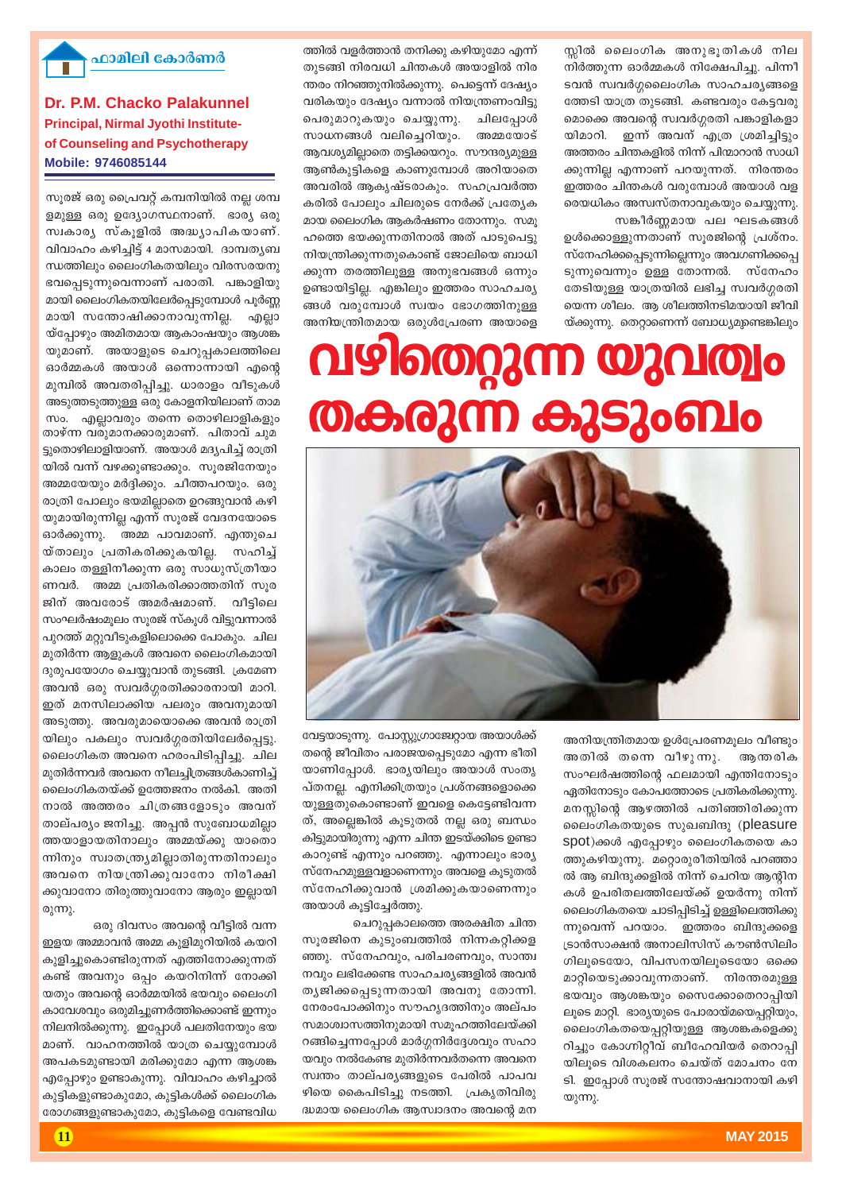ഫാമിലി കോർണർ

**Dr. P.M. Chacko Palakunnel**
**Principal, Nirmal Jyothi Institute-of Counseling and Psychotherapy**
**Mobile: 9746085144**

# വഴിതെറ്റുന്ന യുവത്വം തകരുന്ന കുടുംബം

സുരേജ് ഒരു പ്രൈവറ്റ് കമ്പനിയിൽ നല്ല ശമ്പളമുള്ള ഒരു ഉദ്യോഗസ്ഥനാണ്. ഭാര്യ ഒരു സ്വകാര്യ സ്കൂളിൽ അദ്ധ്യാപികയാണ്. വിവാഹം കഴിച്ചിട്ട് 4 മാസമായി. ദാമ്പത്യബന്ധത്തിലും ലൈംഗികതയിലും വിരസതയനുഭവപ്പെടുന്നുവെന്നാണ് പരാതി. പങ്കാളിയുമായി ലൈംഗികതയിലേർപ്പെടുമ്പോൾ പൂർണ്ണമായി സന്തോഷിക്കാനാവുന്നില്ല. എല്ലായ്പ്പോഴും അമിതമായ ആകാംഷയും ആശങ്കയുമാണ്. അയാളുടെ ചെറുപ്പകാലത്തിലെ ഓർമ്മകൾ അയാൾ ഒന്നൊന്നായി എന്റെ മുമ്പിൽ അവതരിപ്പിച്ചു. ധാരാളം വീടുകൾ അടുത്തടുത്തുള്ള ഒരു കോളനിയിലാണ് താമസം. എല്ലാവരും തന്നെ തൊഴിലാളികളും താഴ്ന്ന വരുമാനക്കാരുമാണ്. പിതാവ് ചുമട്ടുതൊഴിലാളിയാണ്. അയാൾ മദ്യപിച്ച് രാത്രിയിൽ വന്ന് വഴക്കുണ്ടാക്കും. സുരജിനേയും അമ്മയേയും മർദ്ദിക്കും. ചീത്തപറയും. ഒരു രാത്രി പോലും ഭയമില്ലാതെ ഉറങ്ങുവാൻ കഴിയുമായിരുന്നില്ല എന്ന് സുരജ് വേദനയോടെ ഓർക്കുന്നു. അമ്മ പാവമാണ്. എന്തുചെയ്താലും പ്രതികരിക്കുകയില്ല. സഹിച്ച് കാലം തള്ളിനീക്കുന്ന ഒരു സാധുസ്ത്രീയാണവർ. അമ്മ പ്രതികരിക്കാത്തതിന് സുരജിന് അവരോട് അമർഷമാണ്. വീട്ടിലെ സംഘർഷംമൂലം സുരജ് സ്കൂൾ വിട്ടുവന്നാൽ പുറത്ത് മറ്റുവീടുകളിലൊക്കെ പോകും. ചില മുതിർന്ന ആളുകൾ അവനെ ലൈംഗികമായി ദുരുപയോഗം ചെയ്യുവാൻ തുടങ്ങി. ക്രമേണ അവൻ ഒരു സ്വവർഗ്ഗരതിക്കാരനായി മാറി. ഇത് മനസിലാക്കിയ പലരും അവനുമായി അടുത്തു. അവരുമായൊക്കെ അവൻ രാത്രിയിലും പകലും സ്വവർഗ്ഗരതിയിലേർപ്പെട്ടു. ലൈംഗികത അവനെ ഹരംപിടിപ്പിച്ചു. ചില മുതിർന്നവർ അവനെ നീലച്ചിത്രങ്ങൾകാണിച്ച് ലൈംഗികതയ്ക്ക് ഉത്തേജനം നൽകി. അതിനാൽ അത്തരം ചിത്രങ്ങളോടും അവന് താല്പര്യം ജനിച്ചു. അപ്പൻ സുബോധമില്ലാത്തയാളായതിനാലും അമ്മയ്ക്കു യാതൊന്നിനും സ്വാതന്ത്ര്യമില്ലാതിരുന്നതിനാലും അവനെ നിയന്ത്രിക്കുവാനോ നിരീക്ഷിക്കുവാനോ തിരുത്തുവാനോ ആരും ഇല്ലായിരുന്നു.

ഒരു ദിവസം അവന്റെ വീട്ടിൽ വന്ന ഇളയ അമ്മാവൻ അമ്മ കുളിമുറിയിൽ കയറി കുളിച്ചുകൊണ്ടിരുന്നത് എത്തിനോക്കുന്നത് കണ്ട് അവനും ഒപ്പം കയറിനിന്ന് നോക്കിയതും അവന്റെ ഓർമ്മയിൽ ഭയവും ലൈംഗികാവേശവും ഒരുമിച്ചുണർത്തിക്കൊണ്ട് ഇന്നും നിലനിൽക്കുന്നു. ഇപ്പോൾ പലതിനേയും ഭയമാണ്. വാഹനത്തിൽ യാത്ര ചെയ്യുമ്പോൾ അപകടമുണ്ടായി മരിക്കുമോ എന്ന ആശങ്ക എപ്പോഴും ഉണ്ടാകുന്നു. വിവാഹം കഴിച്ചാൽ കുട്ടികളുണ്ടാകുമോ, കുട്ടികൾക്ക് ലൈംഗിക രോഗങ്ങളുണ്ടാകുമോ, കുട്ടികളെ വേണ്ടവിധത്തിൽ വളർത്താൻ തനിക്കു കഴിയുമോ എന്ന് തുടങ്ങി നിരവധി ചിന്തകൾ അയാളിൽ നിരന്തരം നിറഞ്ഞുനിൽക്കുന്നു. പെട്ടെന്ന് ദേഷ്യം വരികയും ദേഷ്യം വന്നാൽ നിയന്ത്രണംവിട്ടു പെരുമാറുകയും ചെയ്യുന്നു. ചിലപ്പോൾ സാധനങ്ങൾ വലിച്ചെറിയും. അമ്മയോട് ആവശ്യമില്ലാതെ തട്ടിക്കയറും. സൗന്ദര്യമുള്ള ആൺകുട്ടികളെ കാണുമ്പോൾ അറിയാതെ അവരിൽ ആകൃഷ്ടരാകും. സഹപ്രവർത്തകരിൽ പോലും ചിലരുടെ നേർക്ക് പ്രത്യേകമായ ലൈംഗിക ആകർഷണം തോന്നും. സമൂഹത്തെ ഭയക്കുന്നതിനാൽ അത് പാടുപെട്ടു നിയന്ത്രിക്കുന്നതുകൊണ്ട് ജോലിയെ ബാധിക്കുന്ന തരത്തിലുള്ള അനുഭവങ്ങൾ ഒന്നും ഉണ്ടായിട്ടില്ല. എങ്കിലും ഇത്തരം സാഹചര്യങ്ങൾ വരുമ്പോൾ സ്വയം ഭോഗത്തിനുള്ള അനിയന്ത്രിതമായ ഒരുൾപ്രേരണ അയാളെ വേട്ടയാടുന്നു. പോസ്റ്റുഗ്രാജേറ്റായ അയാൾക്ക് തന്റെ ജീവിതം പരാജയപ്പെടുമോ എന്ന ഭീതിയാണിപ്പോൾ. ഭാര്യയിലും അയാൾ സംതൃപ്തനല്ല. എനിക്കിത്രയും പ്രശ്നങ്ങളൊക്കെയുള്ളതുകൊണ്ടാണ് ഇവളെ കെട്ടേണ്ടിവന്നത്, അല്ലെങ്കിൽ കുടുതൽ നല്ല ഒരു ബന്ധം കിട്ടുമായിരുന്നു എന്ന ചിന്ത ഇടയ്ക്കിടെ ഉണ്ടാകാറുണ്ട് എന്നും പറഞ്ഞു. എന്നാലും ഭാര്യ സ്നേഹമുള്ളവളാണെന്നും അവളെ കൂടുതൽ സ്നേഹിക്കുവാൻ ശ്രമിക്കുകയാണെന്നും അയാൾ കൂട്ടിച്ചേർത്തു.

ചെറുപ്പകാലത്തെ അരക്ഷിത ചിന്ത സുരജിനെ കുടുംബത്തിൽ നിന്നകറ്റിക്കളഞ്ഞു. സ്നേഹവും, പരിചരണവും, സാന്ത്വനവും ലഭിക്കേണ്ട സാഹചര്യങ്ങളിൽ അവൻ ത്യജിക്കപ്പെടുന്നതായി അവനു തോന്നി. നേരംപോക്കിനും സൗഹൃദത്തിനും അല്പം സമാശ്വാസത്തിനുമായി സമൂഹത്തിലേയ്ക്കിറങ്ങിച്ചെന്നപ്പോൾ മാർഗ്ഗനിർദ്ദേശവും സഹായവും നൽകേണ്ട മുതിർന്നവർതന്നെ അവനെ സ്വന്തം താല്പര്യങ്ങളുടെ പേരിൽ പാപവഴിയെ കൈപിടിച്ചു നടത്തി. പ്രകൃതിവിരുദ്ധമായ ലൈംഗിക ആസ്വാദനം അവന്റെ മനസ്സിൽ ലൈംഗിക അനുഭൂതികൾ നിലനിർത്തുന്ന ഓർമ്മകൾ നിക്ഷേപിച്ചു. പിന്നീടവൻ സ്വവർഗ്ഗലൈംഗിക സാഹചര്യങ്ങളെ തേടി യാത്ര തുടങ്ങി. കണ്ടവരും കേട്ടവരുമൊക്കെ അവന്റെ സ്വവർഗ്ഗരതി പങ്കാളികളായിമാറി. ഇന്ന് അവന് എത്ര ശ്രമിച്ചിട്ടും അത്തരം ചിന്തകളിൽ നിന്ന് പിന്മാറാൻ സാധിക്കുന്നില്ല എന്നാണ് പറയുന്നത്. നിരന്തരം ഇത്തരം ചിന്തകൾ വരുമ്പോൾ അയാൾ വളരെയധികം അസ്വസ്തനാവുകയും ചെയ്യുന്നു.

സങ്കീർണ്ണമായ പല ഘടകങ്ങൾ ഉൾക്കൊള്ളുന്നതാണ് സുരജിന്റെ പ്രശ്നം. സ്നേഹിക്കപ്പെടുന്നില്ലെന്നും അവഗണിക്കപ്പെടുന്നുവെന്നും ഉള്ള തോന്നൽ. സ്നേഹം തേടിയുള്ള യാത്രയിൽ ലഭിച്ച സ്വവർഗ്ഗരതിയെന്ന ശീലം. ആ ശീലത്തിനടിമയായി ജീവിയ്ക്കുന്നു. തെറ്റാണെന്ന് ബോധ്യമുണ്ടെങ്കിലും അനിയന്ത്രിതമായ ഉൾപ്രേരണമൂലം വീണ്ടും അതിൽ തന്നെ വീഴുന്നു. ആന്തരിക സംഘർഷത്തിന്റെ ഫലമായി എന്തിനോടും ഏതിനോടും കോപത്തോടെ പ്രതികരിക്കുന്നു. മനസ്സിന്റെ ആഴത്തിൽ പതിഞ്ഞിരിക്കുന്ന ലൈംഗികതയുടെ സുഖബിന്ദു (pleasure spot)ക്കൾ എപ്പോഴും ലൈംഗികതയെ കാത്തുകഴിയുന്നു. മറ്റൊരുരീതിയിൽ പറഞ്ഞാൽ ആ ബിന്ദുക്കളിൽ നിന്ന് ചെറിയ ആന്റിനകൾ ഉപരിതലത്തിലേയ്ക്ക് ഉയർന്നു നിന്ന് ലൈംഗികതയെ ചാടിപ്പിടിച്ച് ഉള്ളിലെത്തിക്കുന്നുവെന്ന് പറയാം. ഇത്തരം ബിന്ദുക്കളെ ട്രാൻസാക്ഷൻ അനാലിസിസ് കൗൺസിലിംഗിലൂടെയോ, വിപസനയിലൂടെയോ ഒക്കെ മാറ്റിയെടുക്കാവുന്നതാണ്. നിരന്തരമുള്ള ഭയവും ആശങ്കയും സൈക്കോതെറാപ്പിയിലൂടെ മാറ്റി. ഭാര്യയുടെ പോരായ്മയെപ്പറ്റിയും, ലൈംഗികതയെപ്പറ്റിയുള്ള ആശങ്കകളെക്കുറിച്ചും കോഗ്നിറ്റീവ് ബീഹേവിയർ തെറാപ്പിയിലൂടെ വിശകലനം ചെയ്ത് മോചനം നേടി. ഇപ്പോൾ സുരജ് സന്തോഷവാനായി കഴിയുന്നു.

MAY 2015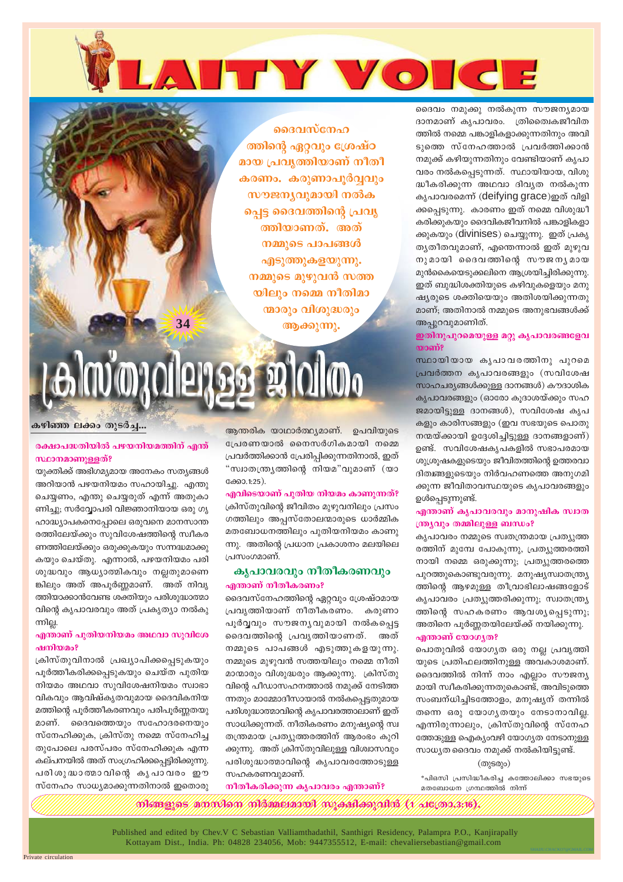# LAITY VOICE

ദൈവസ്നേഹത്തിന്റെ ഏറ്റവും ശ്രേഷ്ഠമായ പ്രവൃത്തിയാണ് നീതീകരണം. കരുണാപൂർവ്വവും സൗജന്യവുമായി നൽകപ്പെട്ട ദൈവത്തിന്റെ പ്രവൃത്തിയാണത്. അത് നമ്മുടെ പാപങ്ങൾ എടുത്തുകളയുന്നു. നമ്മുടെ മുഴുവൻ സത്തയിലും നമ്മെ നീതിമാന്മാരും വിശുദ്ധരും ആക്കുന്നു.

34

# ക്രിസ്തുവിലുള്ള ജീവിതം

കഴിഞ്ഞ ലക്കം തുടർച്ച...

### രക്ഷാപദ്ധതിയിൽ പഴയനിയമത്തിന് എന്ത് സ്ഥാനമാണുള്ളത്?

യുക്തിക്ക് അഭിഗമ്യമായ അനേകം സത്യങ്ങൾ അറിയാൻ പഴയനിയമം സഹായിച്ചു. എന്തു ചെയ്യണം, എന്തു ചെയ്യരുത് എന്ന് അതുകാണിച്ചു; സർവ്വോപരി വിജ്ഞാനിയായ ഒരു ഗൃഹാദ്ധ്യാപകനെപ്പോലെ ഒരുവനെ മാനസാന്തരത്തിലേയ്ക്കും സുവിശേഷത്തിന്റെ സ്വീകരണത്തിലേയ്ക്കും ഒരുക്കുകയും സന്നദ്ധമാക്കുകയും ചെയ്തു. എന്നാൽ, പഴയനിയമം പരിശുദ്ധവും ആധ്യാത്മികവും നല്ലതുമാണെങ്കിലും അത് അപൂർണ്ണമാണ്. അത് നിവൃത്തിയാക്കാൻവേണ്ട ശക്തിയും പരിശുദ്ധാത്മാവിന്റെ കൃപാവരവും അത് പ്രകൃത്യാ നൽകുന്നില്ല.

### എന്താണ് പുതിയനിയമം അഥവാ സുവിശേഷനിയമം?

ക്രിസ്തുവിനാൽ പ്രഖ്യാപിക്കപ്പെടുകയും പൂർത്തീകരിക്കപ്പെടുകയും ചെയ്ത പുതിയ നിയമം അഥവാ സുവിശേഷനിയമം സ്വാഭാവികവും ആവിഷ്കൃതവുമായ ദൈവികനിയമത്തിന്റെ പൂർത്തീകരണവും പരിപൂർണ്ണതയുമാണ്. ദൈവത്തെയും സഹോദരനെയും സ്നേഹിക്കുക, ക്രിസ്തു നമ്മെ സ്നേഹിച്ചതുപോലെ പരസ്പരം സ്നേഹിക്കുക എന്ന കല്പനയിൽ അത് സംഗ്രഹിക്കപ്പെട്ടിരിക്കുന്നു. പരിശുദ്ധാത്മാവിന്റെ കൃപാവരം ഈ സ്നേഹം സാധ്യമാക്കുന്നതിനാൽ ഇതൊരു ആന്തരിക യാഥാർത്ഥ്യമാണ്. ഉപവിയുടെ പ്രേരണയാൽ നൈസർഗികമായി നമ്മെ പ്രവർത്തിക്കാൻ പ്രേരിപ്പിക്കുന്നതിനാൽ, ഇത് "സ്വാതന്ത്ര്യത്തിന്റെ നിയമ"വുമാണ് (യാക്കോ.1:25).

### എവിടെയാണ് പുതിയ നിയമം കാണുന്നത്?

ക്രിസ്തുവിന്റെ ജീവിതം മുഴുവനിലും പ്രസംഗത്തിലും അപ്പസ്തോലന്മാരുടെ ധാർമ്മിക മതബോധനത്തിലും പുതിയനിയമം കാണുന്നു. അതിന്റെ പ്രധാന പ്രകാശനം മലയിലെ പ്രസംഗമാണ്.

## കൃപാവരവും നീതീകരണവും

### എന്താണ് നീതീകരണം?

ദൈവസ്നേഹത്തിന്റെ ഏറ്റവും ശ്രേഷ്ഠമായ പ്രവൃത്തിയാണ് നീതീകരണം. കരുണാപൂർവ്വവും സൗജന്യവുമായി നൽകപ്പെട്ട ദൈവത്തിന്റെ പ്രവൃത്തിയാണത്. അത് നമ്മുടെ പാപങ്ങൾ എടുത്തുകളയുന്നു. നമ്മുടെ മുഴുവൻ സത്തയിലും നമ്മെ നീതിമാന്മാരും വിശുദ്ധരും ആക്കുന്നു. ക്രിസ്തുവിന്റെ പീഡാസഹനത്താൽ നമുക്ക് നേടിത്തന്നതും മാമ്മോദീസായാൽ നൽകപ്പെട്ടതുമായ പരിശുദ്ധാത്മാവിന്റെ കൃപാവരത്താലാണ് ഇത് സാധിക്കുന്നത്. നീതികരണം മനുഷ്യന്റെ സ്വതന്ത്രമായ പ്രത്യുത്തരത്തിന് ആരംഭം കുറിക്കുന്നു. അത് ക്രിസ്തുവിലുള്ള വിശ്വാസവും പരിശുദ്ധാത്മാവിന്റെ കൃപാവരത്തോടുള്ള സഹകരണവുമാണ്.

### നീതീകരിക്കുന്ന കൃപാവരം എന്താണ്?

ദൈവം നമുക്കു നൽകുന്ന സൗജന്യമായ ദാനമാണ് കൃപാവരം. ത്രിത്വൈകജീവിതത്തിൽ നമ്മെ പങ്കാളികളാക്കുന്നതിനും അവിടുത്തെ സ്നേഹത്താൽ പ്രവർത്തിക്കാൻ നമുക്ക് കഴിയുന്നതിനും വേണ്ടിയാണ് കൃപാവരം നൽകപ്പെടുന്നത്. സ്ഥായിയായ, വിശുദ്ധീകരിക്കുന്ന അഥവാ ദിവ്യത നൽകുന്ന കൃപാവരമെന്ന് (deifying grace)ഇത് വിളിക്കപ്പെടുന്നു. കാരണം ഇത് നമ്മെ വിശുദ്ധീകരിക്കുകയും ദൈവികജീവനിൽ പങ്കാളികളാക്കുകയും (divinises) ചെയ്യുന്നു. ഇത് പ്രകൃതൃതീതവുമാണ്, എന്തെന്നാൽ ഇത് മുഴുവനുമായി ദൈവത്തിന്റെ സൗജന്യമായ മുൻകൈയെടുക്കലിനെ ആശ്രയിച്ചിരിക്കുന്നു. ഇത് ബുദ്ധിശക്തിയുടെ കഴിവുകളെയും മനുഷ്യരുടെ ശക്തിയെയും അതിശയിക്കുന്നതുമാണ്; അതിനാൽ നമ്മുടെ അനുഭവങ്ങൾക്ക് അപ്പുറവുമാണിത്.

### ഇതിനുപുറമെയുള്ള മറ്റു കൃപാവരങ്ങളേവയാണ്?

സ്ഥായിയായ കൃപാവരത്തിനു പുറമെ പ്രവർത്തന കൃപാവരങ്ങളും (സവിശേഷ സാഹചര്യങ്ങൾക്കുള്ള ദാനങ്ങൾ) കൗദാശിക കൃപാവരങ്ങളും (ഓരോ കൂദാശയ്ക്കും സഹജമായിട്ടുള്ള ദാനങ്ങൾ), സവിശേഷ കൃപകളും കാരിസങ്ങളും (ഇവ സഭയുടെ പൊതുനന്മയ്ക്കായി ഉദ്ദേശിച്ചിട്ടുള്ള ദാനങ്ങളാണ്) ഉണ്ട്. സവിശേഷകൃപകളിൽ സ്വഭാവമായ ശുശ്രൂഷകളുടെയും ജീവിതത്തിന്റെ ഉത്തരവാദിത്വങ്ങളുടെയും നിർവഹണത്തെ അനുഗമിക്കുന്ന ജീവിതാവസ്ഥയുടെ കൃപാവരങ്ങളും ഉൾപ്പെടുന്നുണ്ട്.

### എന്താണ് കൃപാവരവും മാനുഷിക സ്വാതന്ത്ര്യവും തമ്മിലുള്ള ബന്ധം?

കൃപാവരം നമ്മുടെ സ്വതന്ത്രമായ പ്രത്യുത്തരത്തിന് മുമ്പേ പോകുന്നു, പ്രത്യുത്തരത്തിനായി നമ്മെ ഒരുക്കുന്നു; പ്രത്യുത്തരത്തെ പുറത്തുകൊണ്ടുവരുന്നു. മനുഷ്യസ്വാതന്ത്ര്യത്തിന്റെ ആഴമുള്ള തീവ്രാഭിലാഷങ്ങളോട് കൃപാവരം പ്രത്യുത്തരിക്കുന്നു; സ്വാതന്ത്ര്യത്തിന്റെ സഹകരണം ആവശ്യപ്പെടുന്നു; അതിനെ പൂർണ്ണതയിലേയ്ക്ക് നയിക്കുന്നു.

### എന്താണ് യോഗ്യത?

പൊതുവിൽ യോഗ്യത ഒരു നല്ല പ്രവൃത്തിയുടെ പ്രതിഫലത്തിനുള്ള അവകാശമാണ്. ദൈവത്തിൽ നിന്ന് നാം എല്ലാം സൗജന്യമായി സ്വീകരിക്കുന്നതുകൊണ്ട്, അവിടുത്തെ സംബന്ധിച്ചിടത്തോളം, മനുഷ്യന് തന്നിൽ തന്നെ ഒരു യോഗ്യതയും നേടാനാവില്ല. എന്നിരുന്നാലും, ക്രിസ്തുവിന്റെ സ്നേഹത്തോടുള്ള ഐക്യംവഴി യോഗ്യത നേടാനുള്ള സാധ്യത ദൈവം നമുക്ക് നൽകിയിട്ടുണ്ട്.

(തുടരും)

*പിഒസി പ്രസിദ്ധീകരിച്ച കത്തോലിക്കാ സഭയുടെ മതബോധന ഗ്രന്ഥത്തിൽ നിന്ന്

നിങ്ങളുടെ മനസിനെ നിർമ്മലമായി സൂക്ഷിക്കുവിൻ (1 പത്രോ.3:16).

Published and edited by Chev.V C Sebastian Valliamthadathil, Santhigri Residency, Palampra P.O., Kanjirapally Kottayam Dist., India. Ph: 04828 234056, Mob: 9447355512, E-mail: chevaliersebastian@gmail.com

Private circulation